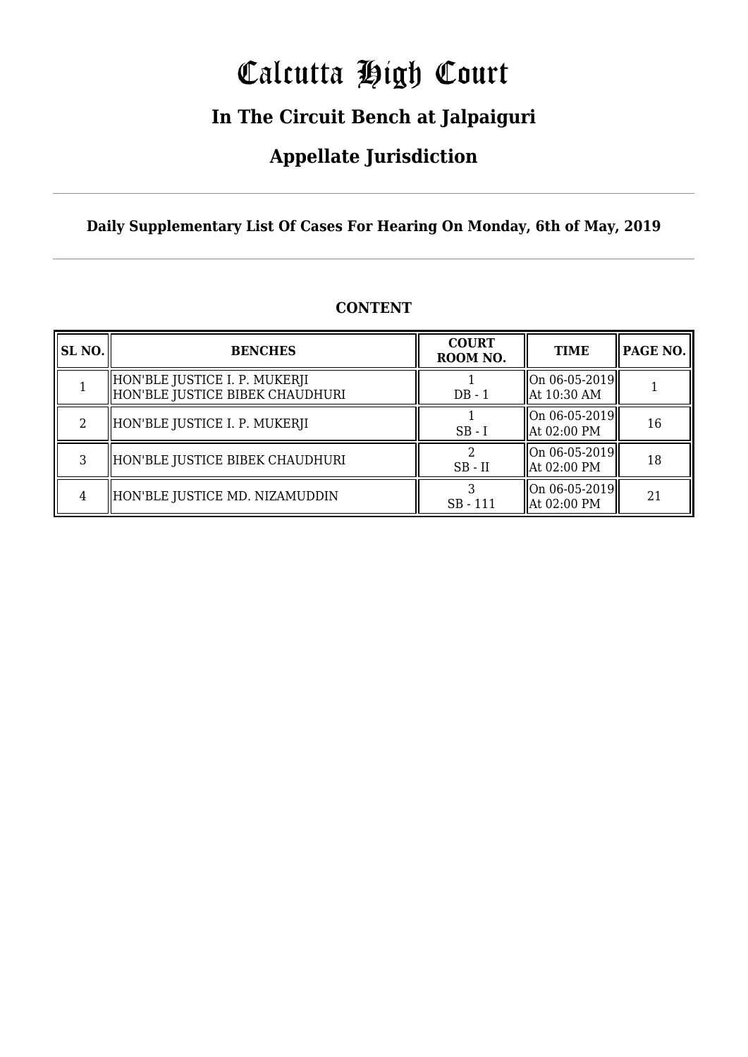# Calcutta High Court

## In The Circuit Bench at Jalpaiguri

## Appellate Jurisdiction

**Daily Supplementary List Of Cases For Hearing On Monday, 6th of May, 2019**

### CONTENT

| SL NO. | BENCHES | COURT ROOM NO. | TIME | PAGE NO. |
|---|---|---|---|---|
| 1 | HON'BLE JUSTICE I. P. MUKERJI<br>HON'BLE JUSTICE BIBEK CHAUDHURI | 1<br>DB - 1 | On 06-05-2019<br>At 10:30 AM | 1 |
| 2 | HON'BLE JUSTICE I. P. MUKERJI | 1<br>SB - I | On 06-05-2019<br>At 02:00 PM | 16 |
| 3 | HON'BLE JUSTICE BIBEK CHAUDHURI | 2<br>SB - II | On 06-05-2019<br>At 02:00 PM | 18 |
| 4 | HON'BLE JUSTICE MD. NIZAMUDDIN | 3<br>SB - 111 | On 06-05-2019<br>At 02:00 PM | 21 |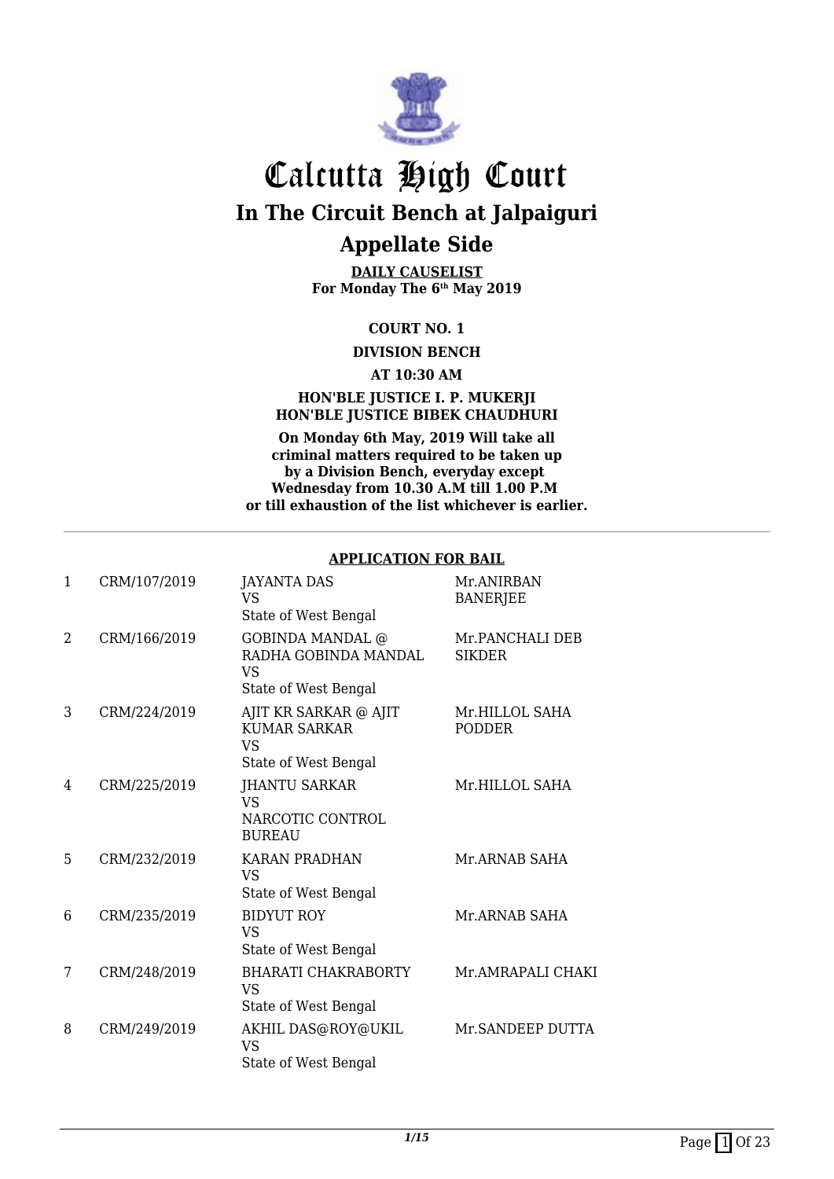# Calcutta High Court

## In The Circuit Bench at Jalpaiguri

## Appellate Side

**DAILY CAUSELIST**
**For Monday The 6th May 2019**

**COURT NO. 1**

**DIVISION BENCH**

**AT 10:30 AM**

**HON'BLE JUSTICE I. P. MUKERJI**
**HON'BLE JUSTICE BIBEK CHAUDHURI**

**On Monday 6th May, 2019 Will take all criminal matters required to be taken up by a Division Bench, everyday except Wednesday from 10.30 A.M till 1.00 P.M or till exhaustion of the list whichever is earlier.**

---

**APPLICATION FOR BAIL**

| | | | |
|---|---|---|---|
| 1 | CRM/107/2019 | JAYANTA DAS<br>VS<br>State of West Bengal | Mr.ANIRBAN BANERJEE |
| 2 | CRM/166/2019 | GOBINDA MANDAL @ RADHA GOBINDA MANDAL<br>VS<br>State of West Bengal | Mr.PANCHALI DEB SIKDER |
| 3 | CRM/224/2019 | AJIT KR SARKAR @ AJIT KUMAR SARKAR<br>VS<br>State of West Bengal | Mr.HILLOL SAHA PODDER |
| 4 | CRM/225/2019 | JHANTU SARKAR<br>VS<br>NARCOTIC CONTROL BUREAU | Mr.HILLOL SAHA |
| 5 | CRM/232/2019 | KARAN PRADHAN<br>VS<br>State of West Bengal | Mr.ARNAB SAHA |
| 6 | CRM/235/2019 | BIDYUT ROY<br>VS<br>State of West Bengal | Mr.ARNAB SAHA |
| 7 | CRM/248/2019 | BHARATI CHAKRABORTY<br>VS<br>State of West Bengal | Mr.AMRAPALI CHAKI |
| 8 | CRM/249/2019 | AKHIL DAS@ROY@UKIL<br>VS<br>State of West Bengal | Mr.SANDEEP DUTTA |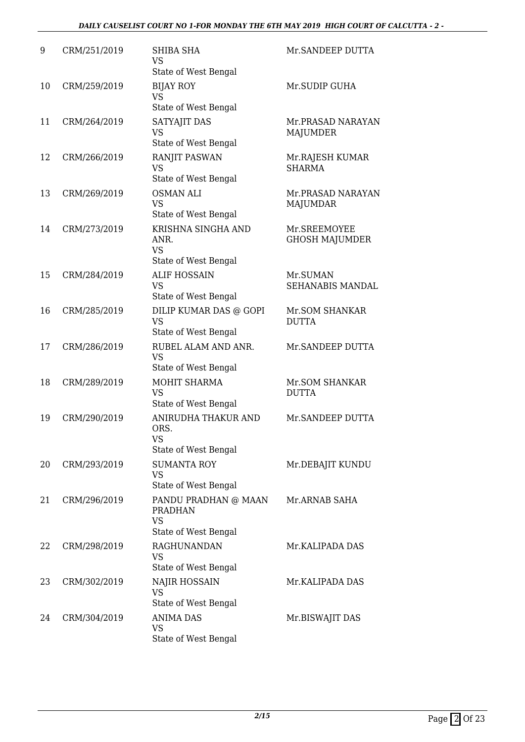| 9 | CRM/251/2019 | SHIBA SHA<br>VS<br>State of West Bengal | Mr.SANDEEP DUTTA |
|---|---|---|---|
| 10 | CRM/259/2019 | BIJAY ROY<br>VS<br>State of West Bengal | Mr.SUDIP GUHA |
| 11 | CRM/264/2019 | SATYAJIT DAS<br>VS<br>State of West Bengal | Mr.PRASAD NARAYAN MAJUMDER |
| 12 | CRM/266/2019 | RANJIT PASWAN<br>VS<br>State of West Bengal | Mr.RAJESH KUMAR SHARMA |
| 13 | CRM/269/2019 | OSMAN ALI<br>VS<br>State of West Bengal | Mr.PRASAD NARAYAN MAJUMDAR |
| 14 | CRM/273/2019 | KRISHNA SINGHA AND ANR.<br>VS<br>State of West Bengal | Mr.SREEMOYEE GHOSH MAJUMDER |
| 15 | CRM/284/2019 | ALIF HOSSAIN<br>VS<br>State of West Bengal | Mr.SUMAN SEHANABIS MANDAL |
| 16 | CRM/285/2019 | DILIP KUMAR DAS @ GOPI<br>VS<br>State of West Bengal | Mr.SOM SHANKAR DUTTA |
| 17 | CRM/286/2019 | RUBEL ALAM AND ANR.<br>VS<br>State of West Bengal | Mr.SANDEEP DUTTA |
| 18 | CRM/289/2019 | MOHIT SHARMA<br>VS<br>State of West Bengal | Mr.SOM SHANKAR DUTTA |
| 19 | CRM/290/2019 | ANIRUDHA THAKUR AND ORS.<br>VS<br>State of West Bengal | Mr.SANDEEP DUTTA |
| 20 | CRM/293/2019 | SUMANTA ROY<br>VS<br>State of West Bengal | Mr.DEBAJIT KUNDU |
| 21 | CRM/296/2019 | PANDU PRADHAN @ MAAN PRADHAN<br>VS<br>State of West Bengal | Mr.ARNAB SAHA |
| 22 | CRM/298/2019 | RAGHUNANDAN<br>VS<br>State of West Bengal | Mr.KALIPADA DAS |
| 23 | CRM/302/2019 | NAJIR HOSSAIN<br>VS<br>State of West Bengal | Mr.KALIPADA DAS |
| 24 | CRM/304/2019 | ANIMA DAS<br>VS<br>State of West Bengal | Mr.BISWAJIT DAS |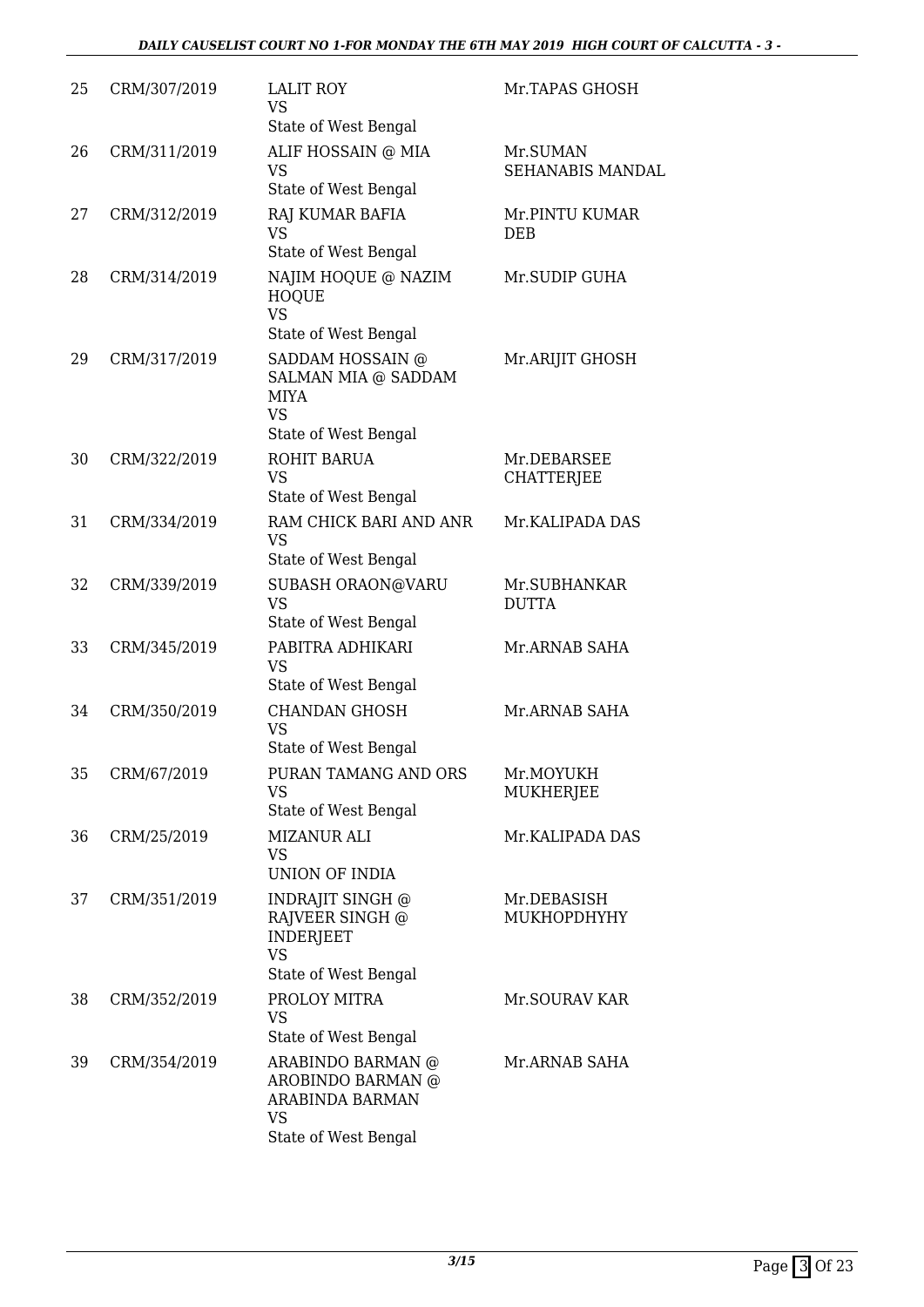| | | | |
|---|---|---|---|
| 25 | CRM/307/2019 | LALIT ROY<br>VS<br>State of West Bengal | Mr.TAPAS GHOSH |
| 26 | CRM/311/2019 | ALIF HOSSAIN @ MIA<br>VS<br>State of West Bengal | Mr.SUMAN SEHANABIS MANDAL |
| 27 | CRM/312/2019 | RAJ KUMAR BAFIA<br>VS<br>State of West Bengal | Mr.PINTU KUMAR DEB |
| 28 | CRM/314/2019 | NAJIM HOQUE @ NAZIM HOQUE<br>VS<br>State of West Bengal | Mr.SUDIP GUHA |
| 29 | CRM/317/2019 | SADDAM HOSSAIN @ SALMAN MIA @ SADDAM MIYA<br>VS<br>State of West Bengal | Mr.ARIJIT GHOSH |
| 30 | CRM/322/2019 | ROHIT BARUA<br>VS<br>State of West Bengal | Mr.DEBARSEE CHATTERJEE |
| 31 | CRM/334/2019 | RAM CHICK BARI AND ANR<br>VS<br>State of West Bengal | Mr.KALIPADA DAS |
| 32 | CRM/339/2019 | SUBASH ORAON@VARU<br>VS<br>State of West Bengal | Mr.SUBHANKAR DUTTA |
| 33 | CRM/345/2019 | PABITRA ADHIKARI<br>VS<br>State of West Bengal | Mr.ARNAB SAHA |
| 34 | CRM/350/2019 | CHANDAN GHOSH<br>VS<br>State of West Bengal | Mr.ARNAB SAHA |
| 35 | CRM/67/2019 | PURAN TAMANG AND ORS<br>VS<br>State of West Bengal | Mr.MOYUKH MUKHERJEE |
| 36 | CRM/25/2019 | MIZANUR ALI<br>VS<br>UNION OF INDIA | Mr.KALIPADA DAS |
| 37 | CRM/351/2019 | INDRAJIT SINGH @ RAJVEER SINGH @ INDERJEET<br>VS<br>State of West Bengal | Mr.DEBASISH MUKHOPDHYHY |
| 38 | CRM/352/2019 | PROLOY MITRA<br>VS<br>State of West Bengal | Mr.SOURAV KAR |
| 39 | CRM/354/2019 | ARABINDO BARMAN @ AROBINDO BARMAN @ ARABINDA BARMAN<br>VS<br>State of West Bengal | Mr.ARNAB SAHA |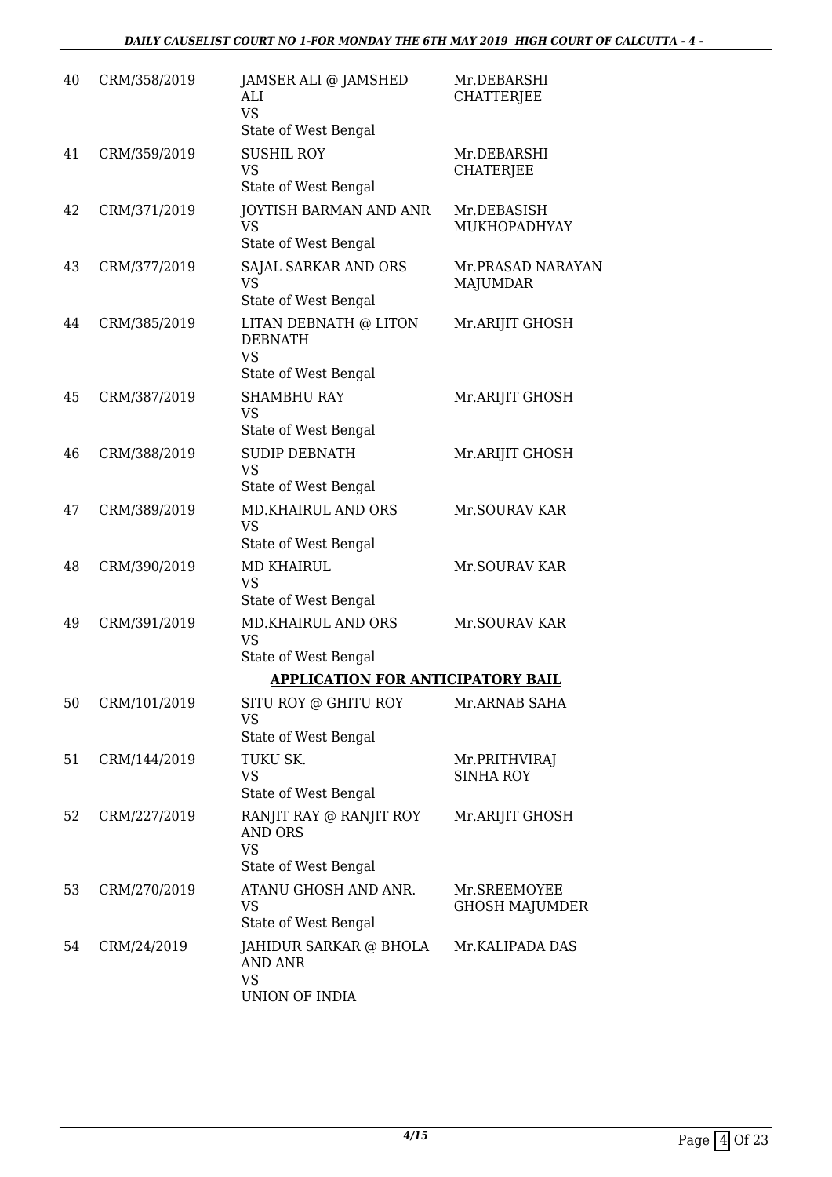| | | | |
|---|---|---|---|
| 40 | CRM/358/2019 | JAMSER ALI @ JAMSHED ALI<br>VS<br>State of West Bengal | Mr.DEBARSHI CHATTERJEE |
| 41 | CRM/359/2019 | SUSHIL ROY<br>VS<br>State of West Bengal | Mr.DEBARSHI CHATERJEE |
| 42 | CRM/371/2019 | JOYTISH BARMAN AND ANR<br>VS<br>State of West Bengal | Mr.DEBASISH MUKHOPADHYAY |
| 43 | CRM/377/2019 | SAJAL SARKAR AND ORS<br>VS<br>State of West Bengal | Mr.PRASAD NARAYAN MAJUMDAR |
| 44 | CRM/385/2019 | LITAN DEBNATH @ LITON DEBNATH<br>VS<br>State of West Bengal | Mr.ARIJIT GHOSH |
| 45 | CRM/387/2019 | SHAMBHU RAY<br>VS<br>State of West Bengal | Mr.ARIJIT GHOSH |
| 46 | CRM/388/2019 | SUDIP DEBNATH<br>VS<br>State of West Bengal | Mr.ARIJIT GHOSH |
| 47 | CRM/389/2019 | MD.KHAIRUL AND ORS<br>VS<br>State of West Bengal | Mr.SOURAV KAR |
| 48 | CRM/390/2019 | MD KHAIRUL<br>VS<br>State of West Bengal | Mr.SOURAV KAR |
| 49 | CRM/391/2019 | MD.KHAIRUL AND ORS<br>VS<br>State of West Bengal | Mr.SOURAV KAR |

**APPLICATION FOR ANTICIPATORY BAIL**

| | | | |
|---|---|---|---|
| 50 | CRM/101/2019 | SITU ROY @ GHITU ROY<br>VS<br>State of West Bengal | Mr.ARNAB SAHA |
| 51 | CRM/144/2019 | TUKU SK.<br>VS<br>State of West Bengal | Mr.PRITHVIRAJ SINHA ROY |
| 52 | CRM/227/2019 | RANJIT RAY @ RANJIT ROY AND ORS<br>VS<br>State of West Bengal | Mr.ARIJIT GHOSH |
| 53 | CRM/270/2019 | ATANU GHOSH AND ANR.<br>VS<br>State of West Bengal | Mr.SREEMOYEE GHOSH MAJUMDER |
| 54 | CRM/24/2019 | JAHIDUR SARKAR @ BHOLA AND ANR<br>VS<br>UNION OF INDIA | Mr.KALIPADA DAS |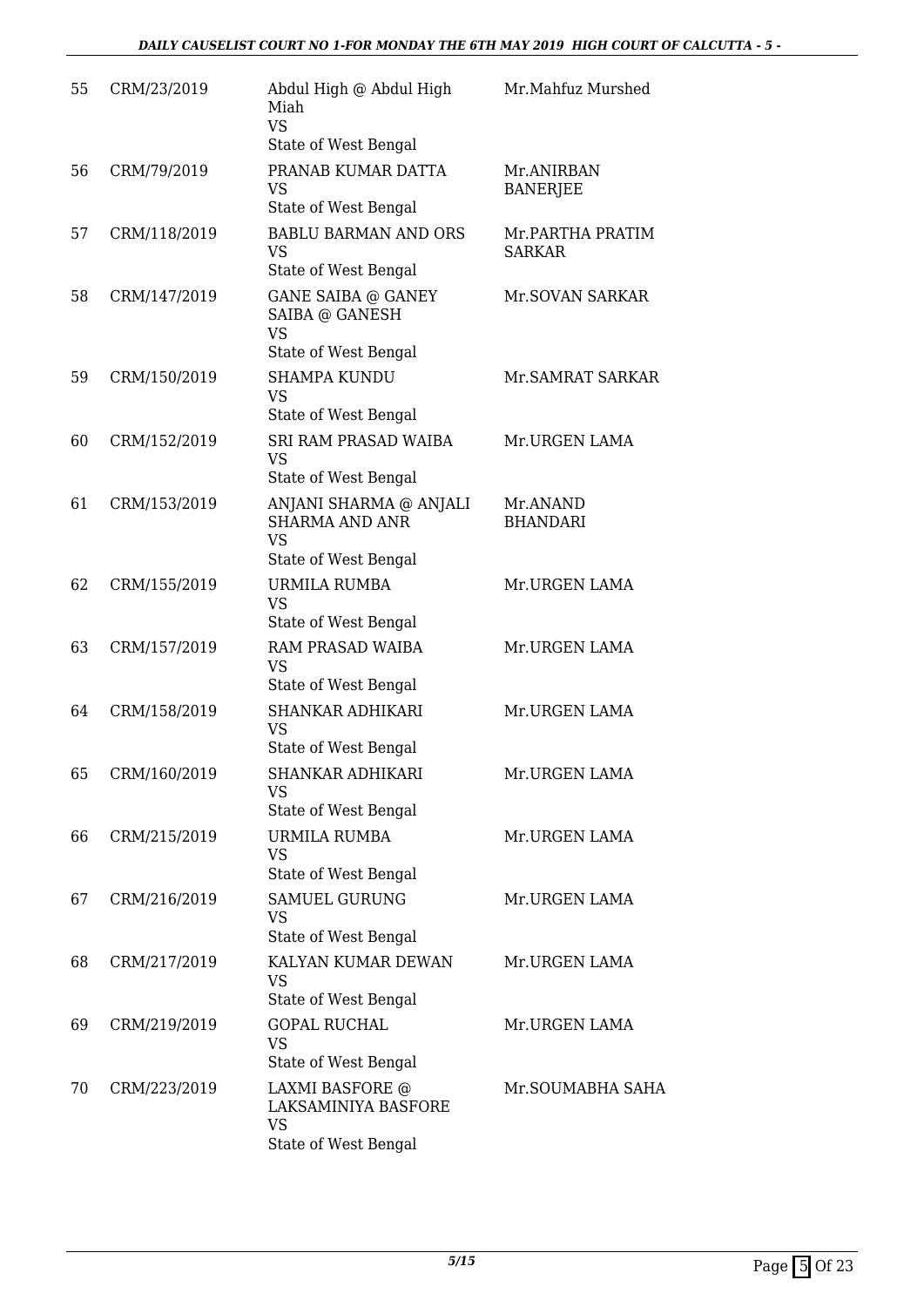| 55 | CRM/23/2019 | Abdul High @ Abdul High Miah VS State of West Bengal | Mr.Mahfuz Murshed |
|---|---|---|---|
| 56 | CRM/79/2019 | PRANAB KUMAR DATTA VS State of West Bengal | Mr.ANIRBAN BANERJEE |
| 57 | CRM/118/2019 | BABLU BARMAN AND ORS VS State of West Bengal | Mr.PARTHA PRATIM SARKAR |
| 58 | CRM/147/2019 | GANE SAIBA @ GANEY SAIBA @ GANESH VS State of West Bengal | Mr.SOVAN SARKAR |
| 59 | CRM/150/2019 | SHAMPA KUNDU VS State of West Bengal | Mr.SAMRAT SARKAR |
| 60 | CRM/152/2019 | SRI RAM PRASAD WAIBA VS State of West Bengal | Mr.URGEN LAMA |
| 61 | CRM/153/2019 | ANJANI SHARMA @ ANJALI SHARMA AND ANR VS State of West Bengal | Mr.ANAND BHANDARI |
| 62 | CRM/155/2019 | URMILA RUMBA VS State of West Bengal | Mr.URGEN LAMA |
| 63 | CRM/157/2019 | RAM PRASAD WAIBA VS State of West Bengal | Mr.URGEN LAMA |
| 64 | CRM/158/2019 | SHANKAR ADHIKARI VS State of West Bengal | Mr.URGEN LAMA |
| 65 | CRM/160/2019 | SHANKAR ADHIKARI VS State of West Bengal | Mr.URGEN LAMA |
| 66 | CRM/215/2019 | URMILA RUMBA VS State of West Bengal | Mr.URGEN LAMA |
| 67 | CRM/216/2019 | SAMUEL GURUNG VS State of West Bengal | Mr.URGEN LAMA |
| 68 | CRM/217/2019 | KALYAN KUMAR DEWAN VS State of West Bengal | Mr.URGEN LAMA |
| 69 | CRM/219/2019 | GOPAL RUCHAL VS State of West Bengal | Mr.URGEN LAMA |
| 70 | CRM/223/2019 | LAXMI BASFORE @ LAKSAMINIYA BASFORE VS State of West Bengal | Mr.SOUMABHA SAHA |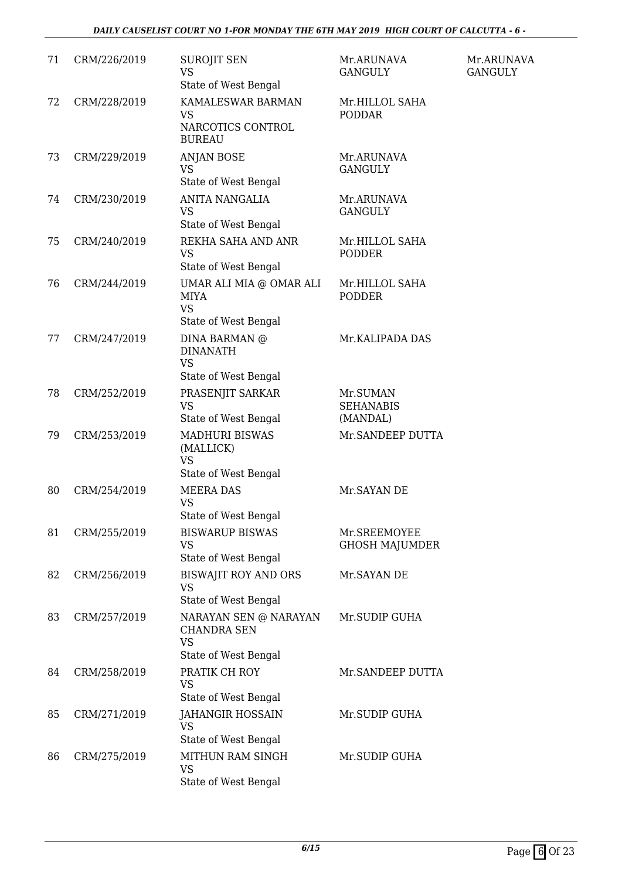| 71 | CRM/226/2019 | SUROJIT SEN<br>VS<br>State of West Bengal | Mr.ARUNAVA GANGULY | Mr.ARUNAVA GANGULY |
|---|---|---|---|---|
| 72 | CRM/228/2019 | KAMALESWAR BARMAN<br>VS<br>NARCOTICS CONTROL BUREAU | Mr.HILLOL SAHA PODDAR | |
| 73 | CRM/229/2019 | ANJAN BOSE<br>VS<br>State of West Bengal | Mr.ARUNAVA GANGULY | |
| 74 | CRM/230/2019 | ANITA NANGALIA<br>VS<br>State of West Bengal | Mr.ARUNAVA GANGULY | |
| 75 | CRM/240/2019 | REKHA SAHA AND ANR<br>VS<br>State of West Bengal | Mr.HILLOL SAHA PODDER | |
| 76 | CRM/244/2019 | UMAR ALI MIA @ OMAR ALI MIYA<br>VS<br>State of West Bengal | Mr.HILLOL SAHA PODDER | |
| 77 | CRM/247/2019 | DINA BARMAN @ DINANATH<br>VS<br>State of West Bengal | Mr.KALIPADA DAS | |
| 78 | CRM/252/2019 | PRASENJIT SARKAR<br>VS<br>State of West Bengal | Mr.SUMAN SEHANABIS (MANDAL) | |
| 79 | CRM/253/2019 | MADHURI BISWAS (MALLICK)<br>VS<br>State of West Bengal | Mr.SANDEEP DUTTA | |
| 80 | CRM/254/2019 | MEERA DAS<br>VS<br>State of West Bengal | Mr.SAYAN DE | |
| 81 | CRM/255/2019 | BISWARUP BISWAS<br>VS<br>State of West Bengal | Mr.SREEMOYEE GHOSH MAJUMDER | |
| 82 | CRM/256/2019 | BISWAJIT ROY AND ORS<br>VS<br>State of West Bengal | Mr.SAYAN DE | |
| 83 | CRM/257/2019 | NARAYAN SEN @ NARAYAN CHANDRA SEN<br>VS<br>State of West Bengal | Mr.SUDIP GUHA | |
| 84 | CRM/258/2019 | PRATIK CH ROY<br>VS<br>State of West Bengal | Mr.SANDEEP DUTTA | |
| 85 | CRM/271/2019 | JAHANGIR HOSSAIN<br>VS<br>State of West Bengal | Mr.SUDIP GUHA | |
| 86 | CRM/275/2019 | MITHUN RAM SINGH<br>VS<br>State of West Bengal | Mr.SUDIP GUHA | |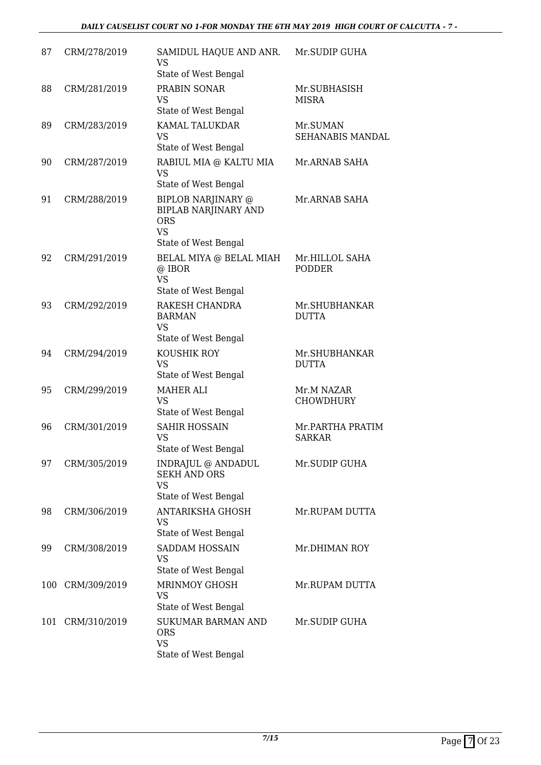| | | | |
|---|---|---|---|
| 87 | CRM/278/2019 | SAMIDUL HAQUE AND ANR.<br>VS<br>State of West Bengal | Mr.SUDIP GUHA |
| 88 | CRM/281/2019 | PRABIN SONAR<br>VS<br>State of West Bengal | Mr.SUBHASISH MISRA |
| 89 | CRM/283/2019 | KAMAL TALUKDAR<br>VS<br>State of West Bengal | Mr.SUMAN SEHANABIS MANDAL |
| 90 | CRM/287/2019 | RABIUL MIA @ KALTU MIA<br>VS<br>State of West Bengal | Mr.ARNAB SAHA |
| 91 | CRM/288/2019 | BIPLOB NARJINARY @ BIPLAB NARJINARY AND ORS<br>VS<br>State of West Bengal | Mr.ARNAB SAHA |
| 92 | CRM/291/2019 | BELAL MIYA @ BELAL MIAH @ IBOR<br>VS<br>State of West Bengal | Mr.HILLOL SAHA PODDER |
| 93 | CRM/292/2019 | RAKESH CHANDRA BARMAN<br>VS<br>State of West Bengal | Mr.SHUBHANKAR DUTTA |
| 94 | CRM/294/2019 | KOUSHIK ROY<br>VS<br>State of West Bengal | Mr.SHUBHANKAR DUTTA |
| 95 | CRM/299/2019 | MAHER ALI<br>VS<br>State of West Bengal | Mr.M NAZAR CHOWDHURY |
| 96 | CRM/301/2019 | SAHIR HOSSAIN<br>VS<br>State of West Bengal | Mr.PARTHA PRATIM SARKAR |
| 97 | CRM/305/2019 | INDRAJUL @ ANDADUL SEKH AND ORS<br>VS<br>State of West Bengal | Mr.SUDIP GUHA |
| 98 | CRM/306/2019 | ANTARIKSHA GHOSH<br>VS<br>State of West Bengal | Mr.RUPAM DUTTA |
| 99 | CRM/308/2019 | SADDAM HOSSAIN<br>VS<br>State of West Bengal | Mr.DHIMAN ROY |
| 100 | CRM/309/2019 | MRINMOY GHOSH<br>VS<br>State of West Bengal | Mr.RUPAM DUTTA |
| 101 | CRM/310/2019 | SUKUMAR BARMAN AND ORS<br>VS<br>State of West Bengal | Mr.SUDIP GUHA |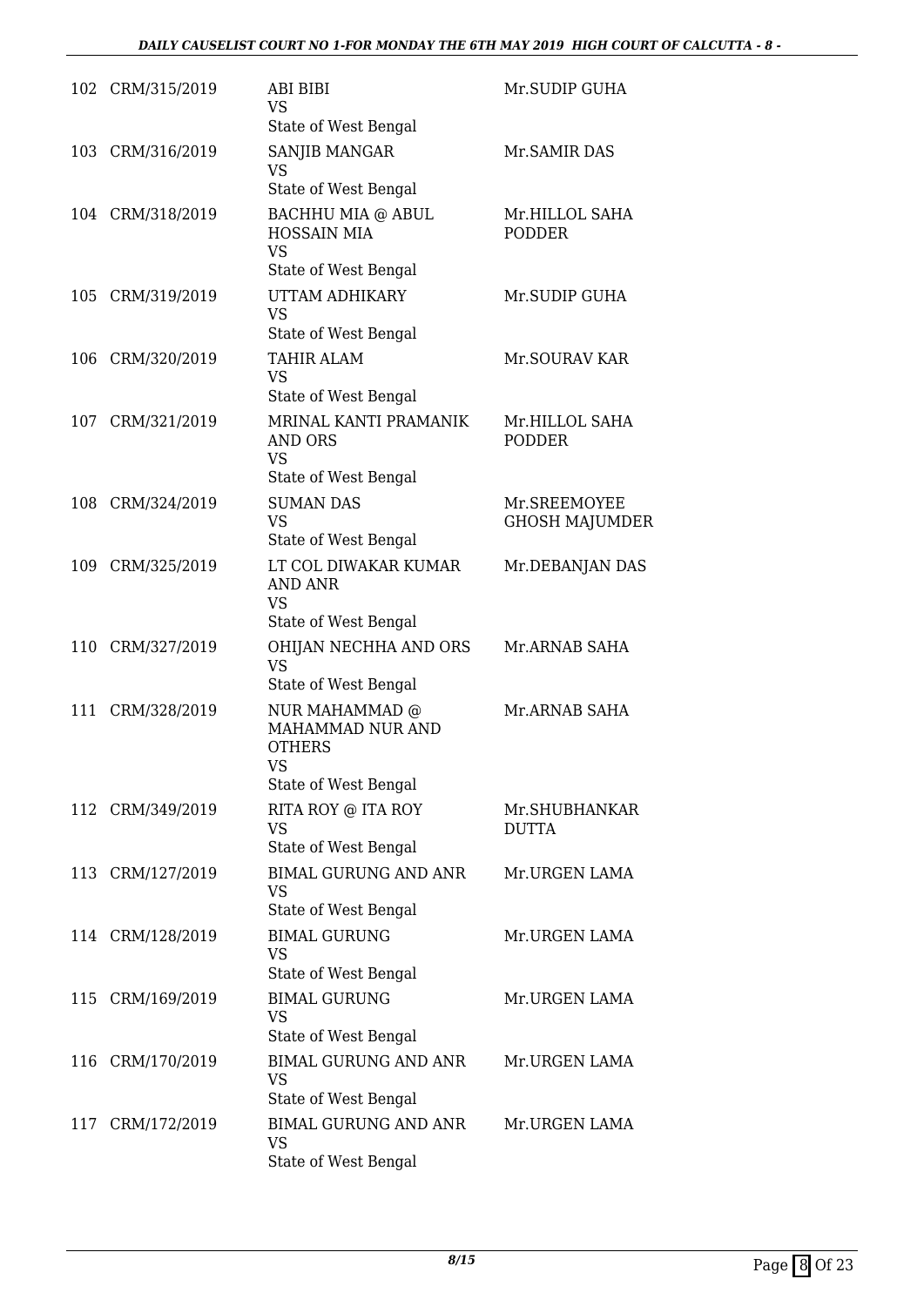| | | | |
|---|---|---|---|
| 102 | CRM/315/2019 | ABI BIBI<br>VS<br>State of West Bengal | Mr.SUDIP GUHA |
| 103 | CRM/316/2019 | SANJIB MANGAR<br>VS<br>State of West Bengal | Mr.SAMIR DAS |
| 104 | CRM/318/2019 | BACHHU MIA @ ABUL HOSSAIN MIA<br>VS<br>State of West Bengal | Mr.HILLOL SAHA PODDER |
| 105 | CRM/319/2019 | UTTAM ADHIKARY<br>VS<br>State of West Bengal | Mr.SUDIP GUHA |
| 106 | CRM/320/2019 | TAHIR ALAM<br>VS<br>State of West Bengal | Mr.SOURAV KAR |
| 107 | CRM/321/2019 | MRINAL KANTI PRAMANIK AND ORS<br>VS<br>State of West Bengal | Mr.HILLOL SAHA PODDER |
| 108 | CRM/324/2019 | SUMAN DAS<br>VS<br>State of West Bengal | Mr.SREEMOYEE GHOSH MAJUMDER |
| 109 | CRM/325/2019 | LT COL DIWAKAR KUMAR AND ANR<br>VS<br>State of West Bengal | Mr.DEBANJAN DAS |
| 110 | CRM/327/2019 | OHIJAN NECHHA AND ORS<br>VS<br>State of West Bengal | Mr.ARNAB SAHA |
| 111 | CRM/328/2019 | NUR MAHAMMAD @ MAHAMMAD NUR AND OTHERS<br>VS<br>State of West Bengal | Mr.ARNAB SAHA |
| 112 | CRM/349/2019 | RITA ROY @ ITA ROY<br>VS<br>State of West Bengal | Mr.SHUBHANKAR DUTTA |
| 113 | CRM/127/2019 | BIMAL GURUNG AND ANR<br>VS<br>State of West Bengal | Mr.URGEN LAMA |
| 114 | CRM/128/2019 | BIMAL GURUNG<br>VS<br>State of West Bengal | Mr.URGEN LAMA |
| 115 | CRM/169/2019 | BIMAL GURUNG<br>VS<br>State of West Bengal | Mr.URGEN LAMA |
| 116 | CRM/170/2019 | BIMAL GURUNG AND ANR<br>VS<br>State of West Bengal | Mr.URGEN LAMA |
| 117 | CRM/172/2019 | BIMAL GURUNG AND ANR<br>VS<br>State of West Bengal | Mr.URGEN LAMA |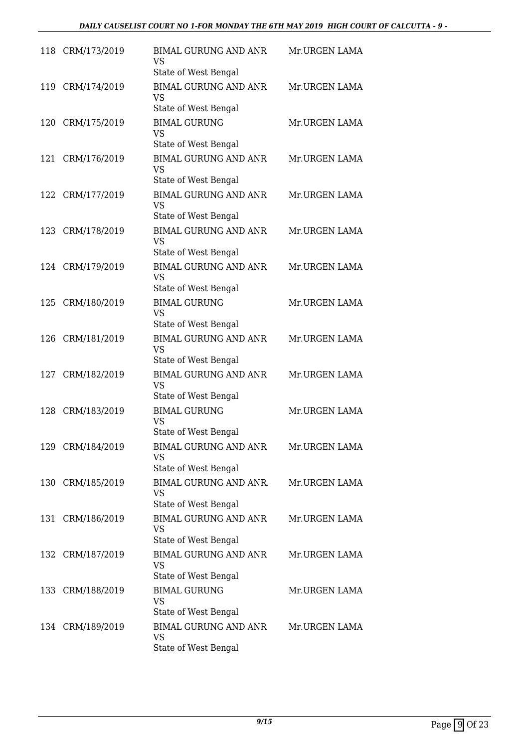| | | | |
|---|---|---|---|
| 118 | CRM/173/2019 | BIMAL GURUNG AND ANR<br>VS<br>State of West Bengal | Mr.URGEN LAMA |
| 119 | CRM/174/2019 | BIMAL GURUNG AND ANR<br>VS<br>State of West Bengal | Mr.URGEN LAMA |
| 120 | CRM/175/2019 | BIMAL GURUNG<br>VS<br>State of West Bengal | Mr.URGEN LAMA |
| 121 | CRM/176/2019 | BIMAL GURUNG AND ANR<br>VS<br>State of West Bengal | Mr.URGEN LAMA |
| 122 | CRM/177/2019 | BIMAL GURUNG AND ANR<br>VS<br>State of West Bengal | Mr.URGEN LAMA |
| 123 | CRM/178/2019 | BIMAL GURUNG AND ANR<br>VS<br>State of West Bengal | Mr.URGEN LAMA |
| 124 | CRM/179/2019 | BIMAL GURUNG AND ANR<br>VS<br>State of West Bengal | Mr.URGEN LAMA |
| 125 | CRM/180/2019 | BIMAL GURUNG<br>VS<br>State of West Bengal | Mr.URGEN LAMA |
| 126 | CRM/181/2019 | BIMAL GURUNG AND ANR<br>VS<br>State of West Bengal | Mr.URGEN LAMA |
| 127 | CRM/182/2019 | BIMAL GURUNG AND ANR<br>VS<br>State of West Bengal | Mr.URGEN LAMA |
| 128 | CRM/183/2019 | BIMAL GURUNG<br>VS<br>State of West Bengal | Mr.URGEN LAMA |
| 129 | CRM/184/2019 | BIMAL GURUNG AND ANR<br>VS<br>State of West Bengal | Mr.URGEN LAMA |
| 130 | CRM/185/2019 | BIMAL GURUNG AND ANR.<br>VS<br>State of West Bengal | Mr.URGEN LAMA |
| 131 | CRM/186/2019 | BIMAL GURUNG AND ANR<br>VS<br>State of West Bengal | Mr.URGEN LAMA |
| 132 | CRM/187/2019 | BIMAL GURUNG AND ANR<br>VS<br>State of West Bengal | Mr.URGEN LAMA |
| 133 | CRM/188/2019 | BIMAL GURUNG<br>VS<br>State of West Bengal | Mr.URGEN LAMA |
| 134 | CRM/189/2019 | BIMAL GURUNG AND ANR<br>VS<br>State of West Bengal | Mr.URGEN LAMA |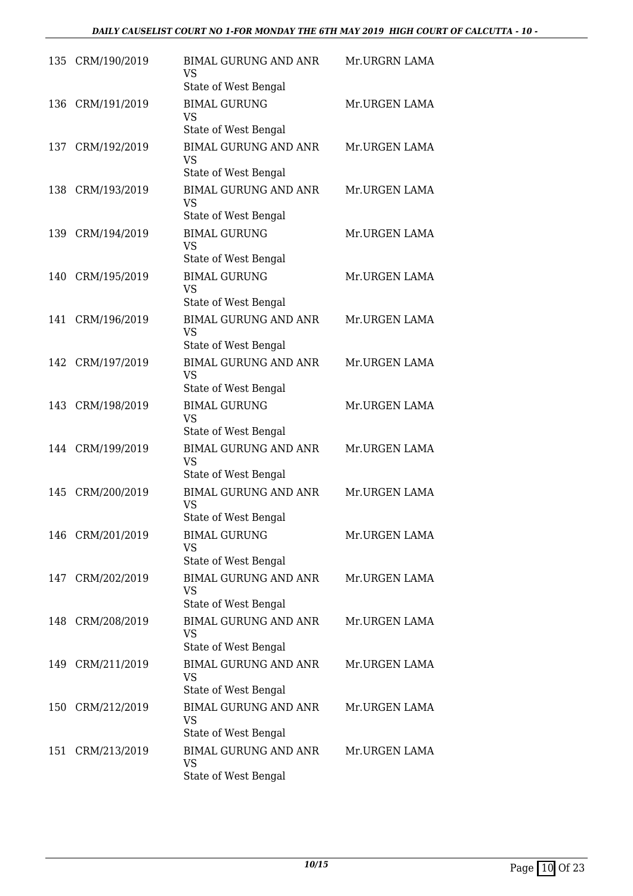| | | | |
|---|---|---|---|
| 135 | CRM/190/2019 | BIMAL GURUNG AND ANR<br>VS<br>State of West Bengal | Mr.URGRN LAMA |
| 136 | CRM/191/2019 | BIMAL GURUNG<br>VS<br>State of West Bengal | Mr.URGEN LAMA |
| 137 | CRM/192/2019 | BIMAL GURUNG AND ANR<br>VS<br>State of West Bengal | Mr.URGEN LAMA |
| 138 | CRM/193/2019 | BIMAL GURUNG AND ANR<br>VS<br>State of West Bengal | Mr.URGEN LAMA |
| 139 | CRM/194/2019 | BIMAL GURUNG<br>VS<br>State of West Bengal | Mr.URGEN LAMA |
| 140 | CRM/195/2019 | BIMAL GURUNG<br>VS<br>State of West Bengal | Mr.URGEN LAMA |
| 141 | CRM/196/2019 | BIMAL GURUNG AND ANR<br>VS<br>State of West Bengal | Mr.URGEN LAMA |
| 142 | CRM/197/2019 | BIMAL GURUNG AND ANR<br>VS<br>State of West Bengal | Mr.URGEN LAMA |
| 143 | CRM/198/2019 | BIMAL GURUNG<br>VS<br>State of West Bengal | Mr.URGEN LAMA |
| 144 | CRM/199/2019 | BIMAL GURUNG AND ANR<br>VS<br>State of West Bengal | Mr.URGEN LAMA |
| 145 | CRM/200/2019 | BIMAL GURUNG AND ANR<br>VS<br>State of West Bengal | Mr.URGEN LAMA |
| 146 | CRM/201/2019 | BIMAL GURUNG<br>VS<br>State of West Bengal | Mr.URGEN LAMA |
| 147 | CRM/202/2019 | BIMAL GURUNG AND ANR<br>VS<br>State of West Bengal | Mr.URGEN LAMA |
| 148 | CRM/208/2019 | BIMAL GURUNG AND ANR<br>VS<br>State of West Bengal | Mr.URGEN LAMA |
| 149 | CRM/211/2019 | BIMAL GURUNG AND ANR<br>VS<br>State of West Bengal | Mr.URGEN LAMA |
| 150 | CRM/212/2019 | BIMAL GURUNG AND ANR<br>VS<br>State of West Bengal | Mr.URGEN LAMA |
| 151 | CRM/213/2019 | BIMAL GURUNG AND ANR<br>VS<br>State of West Bengal | Mr.URGEN LAMA |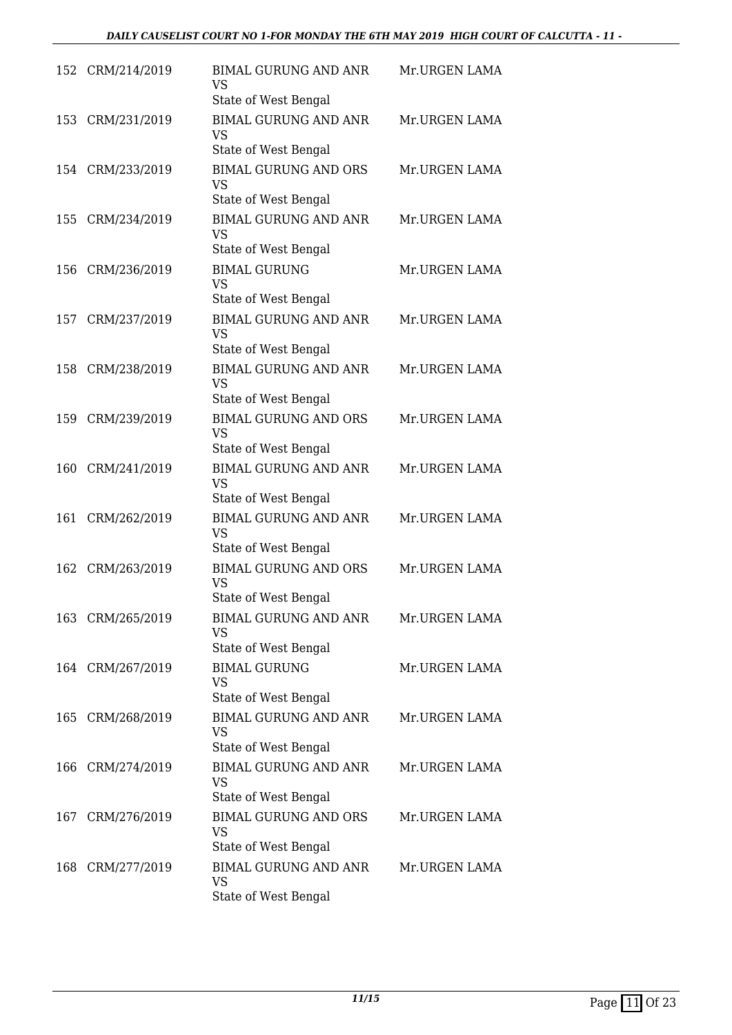| | | | |
|---|---|---|---|
| 152 | CRM/214/2019 | BIMAL GURUNG AND ANR<br>VS<br>State of West Bengal | Mr.URGEN LAMA |
| 153 | CRM/231/2019 | BIMAL GURUNG AND ANR<br>VS<br>State of West Bengal | Mr.URGEN LAMA |
| 154 | CRM/233/2019 | BIMAL GURUNG AND ORS<br>VS<br>State of West Bengal | Mr.URGEN LAMA |
| 155 | CRM/234/2019 | BIMAL GURUNG AND ANR<br>VS<br>State of West Bengal | Mr.URGEN LAMA |
| 156 | CRM/236/2019 | BIMAL GURUNG<br>VS<br>State of West Bengal | Mr.URGEN LAMA |
| 157 | CRM/237/2019 | BIMAL GURUNG AND ANR<br>VS<br>State of West Bengal | Mr.URGEN LAMA |
| 158 | CRM/238/2019 | BIMAL GURUNG AND ANR<br>VS<br>State of West Bengal | Mr.URGEN LAMA |
| 159 | CRM/239/2019 | BIMAL GURUNG AND ORS<br>VS<br>State of West Bengal | Mr.URGEN LAMA |
| 160 | CRM/241/2019 | BIMAL GURUNG AND ANR<br>VS<br>State of West Bengal | Mr.URGEN LAMA |
| 161 | CRM/262/2019 | BIMAL GURUNG AND ANR<br>VS<br>State of West Bengal | Mr.URGEN LAMA |
| 162 | CRM/263/2019 | BIMAL GURUNG AND ORS<br>VS<br>State of West Bengal | Mr.URGEN LAMA |
| 163 | CRM/265/2019 | BIMAL GURUNG AND ANR<br>VS<br>State of West Bengal | Mr.URGEN LAMA |
| 164 | CRM/267/2019 | BIMAL GURUNG<br>VS<br>State of West Bengal | Mr.URGEN LAMA |
| 165 | CRM/268/2019 | BIMAL GURUNG AND ANR<br>VS<br>State of West Bengal | Mr.URGEN LAMA |
| 166 | CRM/274/2019 | BIMAL GURUNG AND ANR<br>VS<br>State of West Bengal | Mr.URGEN LAMA |
| 167 | CRM/276/2019 | BIMAL GURUNG AND ORS<br>VS<br>State of West Bengal | Mr.URGEN LAMA |
| 168 | CRM/277/2019 | BIMAL GURUNG AND ANR<br>VS<br>State of West Bengal | Mr.URGEN LAMA |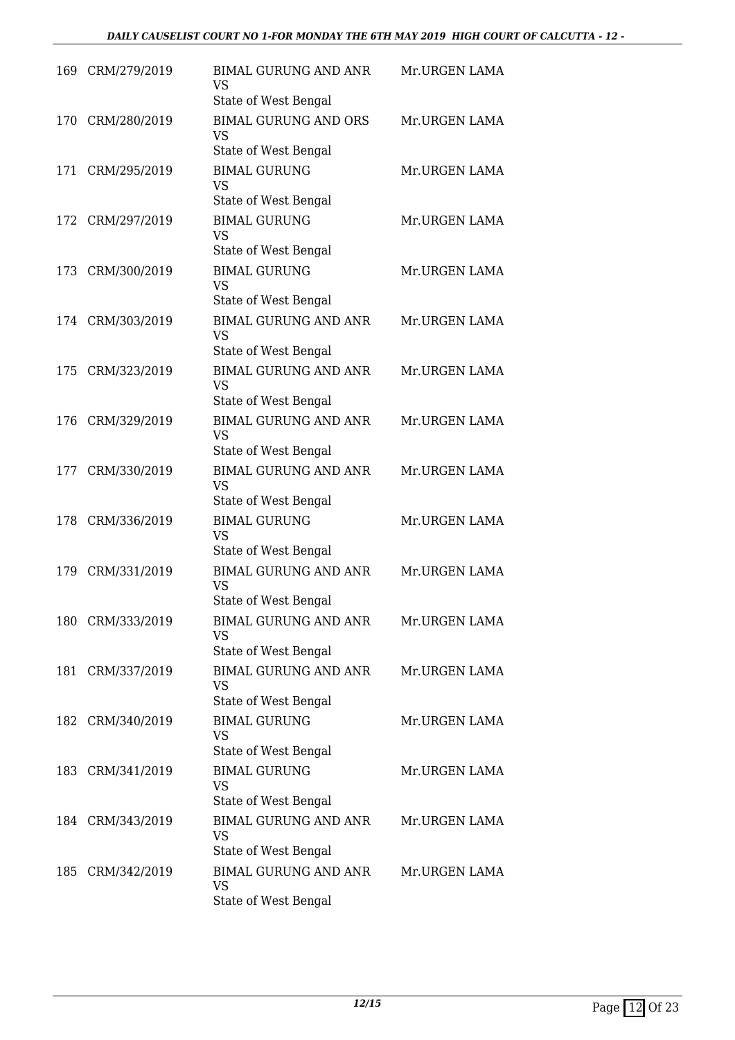| | | | |
|---|---|---|---|
| 169 | CRM/279/2019 | BIMAL GURUNG AND ANR<br>VS<br>State of West Bengal | Mr.URGEN LAMA |
| 170 | CRM/280/2019 | BIMAL GURUNG AND ORS<br>VS<br>State of West Bengal | Mr.URGEN LAMA |
| 171 | CRM/295/2019 | BIMAL GURUNG<br>VS<br>State of West Bengal | Mr.URGEN LAMA |
| 172 | CRM/297/2019 | BIMAL GURUNG<br>VS<br>State of West Bengal | Mr.URGEN LAMA |
| 173 | CRM/300/2019 | BIMAL GURUNG<br>VS<br>State of West Bengal | Mr.URGEN LAMA |
| 174 | CRM/303/2019 | BIMAL GURUNG AND ANR<br>VS<br>State of West Bengal | Mr.URGEN LAMA |
| 175 | CRM/323/2019 | BIMAL GURUNG AND ANR<br>VS<br>State of West Bengal | Mr.URGEN LAMA |
| 176 | CRM/329/2019 | BIMAL GURUNG AND ANR<br>VS<br>State of West Bengal | Mr.URGEN LAMA |
| 177 | CRM/330/2019 | BIMAL GURUNG AND ANR<br>VS<br>State of West Bengal | Mr.URGEN LAMA |
| 178 | CRM/336/2019 | BIMAL GURUNG<br>VS<br>State of West Bengal | Mr.URGEN LAMA |
| 179 | CRM/331/2019 | BIMAL GURUNG AND ANR<br>VS<br>State of West Bengal | Mr.URGEN LAMA |
| 180 | CRM/333/2019 | BIMAL GURUNG AND ANR<br>VS<br>State of West Bengal | Mr.URGEN LAMA |
| 181 | CRM/337/2019 | BIMAL GURUNG AND ANR<br>VS<br>State of West Bengal | Mr.URGEN LAMA |
| 182 | CRM/340/2019 | BIMAL GURUNG<br>VS<br>State of West Bengal | Mr.URGEN LAMA |
| 183 | CRM/341/2019 | BIMAL GURUNG<br>VS<br>State of West Bengal | Mr.URGEN LAMA |
| 184 | CRM/343/2019 | BIMAL GURUNG AND ANR<br>VS<br>State of West Bengal | Mr.URGEN LAMA |
| 185 | CRM/342/2019 | BIMAL GURUNG AND ANR<br>VS<br>State of West Bengal | Mr.URGEN LAMA |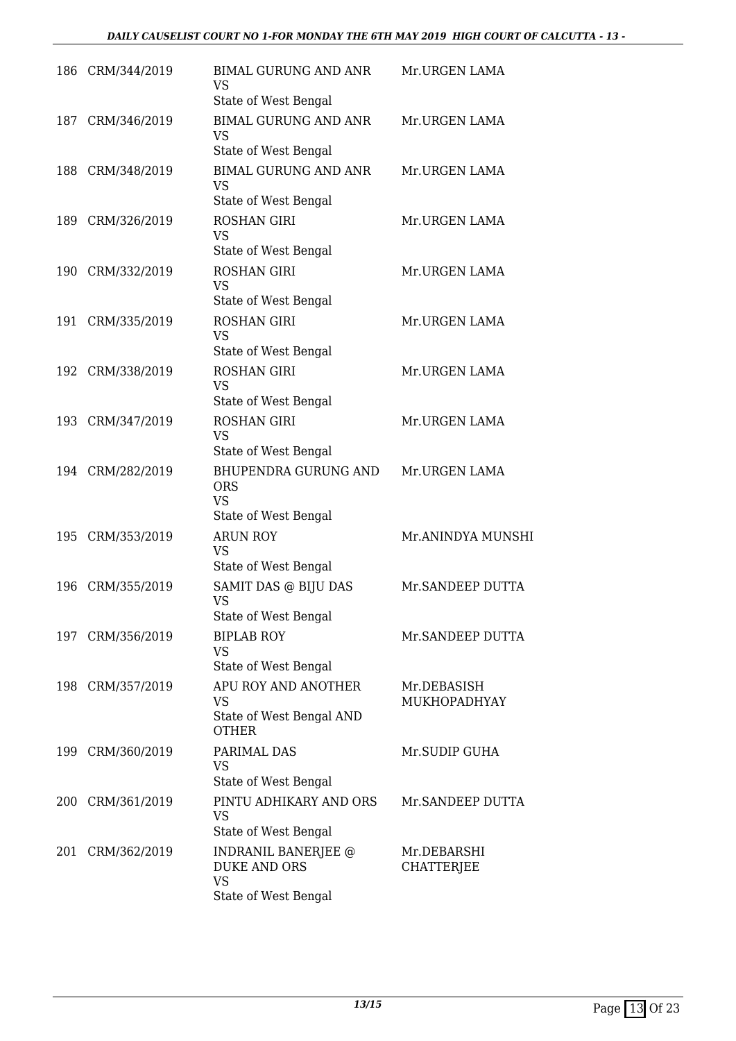| | | | |
|---|---|---|---|
| 186 | CRM/344/2019 | BIMAL GURUNG AND ANR<br>VS<br>State of West Bengal | Mr.URGEN LAMA |
| 187 | CRM/346/2019 | BIMAL GURUNG AND ANR<br>VS<br>State of West Bengal | Mr.URGEN LAMA |
| 188 | CRM/348/2019 | BIMAL GURUNG AND ANR<br>VS<br>State of West Bengal | Mr.URGEN LAMA |
| 189 | CRM/326/2019 | ROSHAN GIRI<br>VS<br>State of West Bengal | Mr.URGEN LAMA |
| 190 | CRM/332/2019 | ROSHAN GIRI<br>VS<br>State of West Bengal | Mr.URGEN LAMA |
| 191 | CRM/335/2019 | ROSHAN GIRI<br>VS<br>State of West Bengal | Mr.URGEN LAMA |
| 192 | CRM/338/2019 | ROSHAN GIRI<br>VS<br>State of West Bengal | Mr.URGEN LAMA |
| 193 | CRM/347/2019 | ROSHAN GIRI<br>VS<br>State of West Bengal | Mr.URGEN LAMA |
| 194 | CRM/282/2019 | BHUPENDRA GURUNG AND ORS<br>VS<br>State of West Bengal | Mr.URGEN LAMA |
| 195 | CRM/353/2019 | ARUN ROY<br>VS<br>State of West Bengal | Mr.ANINDYA MUNSHI |
| 196 | CRM/355/2019 | SAMIT DAS @ BIJU DAS<br>VS<br>State of West Bengal | Mr.SANDEEP DUTTA |
| 197 | CRM/356/2019 | BIPLAB ROY<br>VS<br>State of West Bengal | Mr.SANDEEP DUTTA |
| 198 | CRM/357/2019 | APU ROY AND ANOTHER<br>VS<br>State of West Bengal AND OTHER | Mr.DEBASISH MUKHOPADHYAY |
| 199 | CRM/360/2019 | PARIMAL DAS<br>VS<br>State of West Bengal | Mr.SUDIP GUHA |
| 200 | CRM/361/2019 | PINTU ADHIKARY AND ORS<br>VS<br>State of West Bengal | Mr.SANDEEP DUTTA |
| 201 | CRM/362/2019 | INDRANIL BANERJEE @ DUKE AND ORS<br>VS<br>State of West Bengal | Mr.DEBARSHI CHATTERJEE |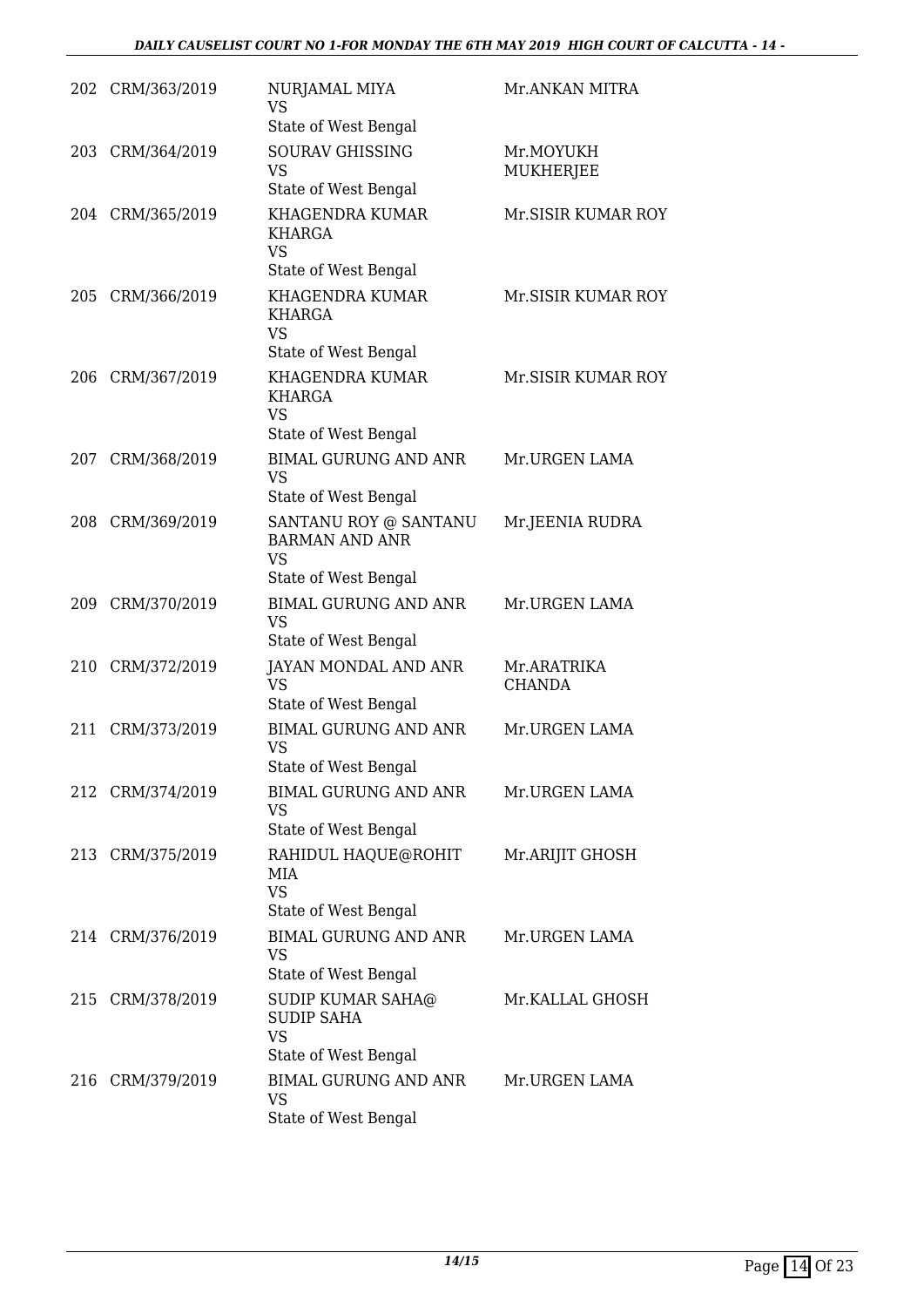| | | | |
|---|---|---|---|
| 202 | CRM/363/2019 | NURJAMAL MIYA<br>VS<br>State of West Bengal | Mr.ANKAN MITRA |
| 203 | CRM/364/2019 | SOURAV GHISSING<br>VS<br>State of West Bengal | Mr.MOYUKH MUKHERJEE |
| 204 | CRM/365/2019 | KHAGENDRA KUMAR KHARGA<br>VS<br>State of West Bengal | Mr.SISIR KUMAR ROY |
| 205 | CRM/366/2019 | KHAGENDRA KUMAR KHARGA<br>VS<br>State of West Bengal | Mr.SISIR KUMAR ROY |
| 206 | CRM/367/2019 | KHAGENDRA KUMAR KHARGA<br>VS<br>State of West Bengal | Mr.SISIR KUMAR ROY |
| 207 | CRM/368/2019 | BIMAL GURUNG AND ANR<br>VS<br>State of West Bengal | Mr.URGEN LAMA |
| 208 | CRM/369/2019 | SANTANU ROY @ SANTANU BARMAN AND ANR<br>VS<br>State of West Bengal | Mr.JEENIA RUDRA |
| 209 | CRM/370/2019 | BIMAL GURUNG AND ANR<br>VS<br>State of West Bengal | Mr.URGEN LAMA |
| 210 | CRM/372/2019 | JAYAN MONDAL AND ANR<br>VS<br>State of West Bengal | Mr.ARATRIKA CHANDA |
| 211 | CRM/373/2019 | BIMAL GURUNG AND ANR<br>VS<br>State of West Bengal | Mr.URGEN LAMA |
| 212 | CRM/374/2019 | BIMAL GURUNG AND ANR<br>VS<br>State of West Bengal | Mr.URGEN LAMA |
| 213 | CRM/375/2019 | RAHIDUL HAQUE@ROHIT MIA<br>VS<br>State of West Bengal | Mr.ARIJIT GHOSH |
| 214 | CRM/376/2019 | BIMAL GURUNG AND ANR<br>VS<br>State of West Bengal | Mr.URGEN LAMA |
| 215 | CRM/378/2019 | SUDIP KUMAR SAHA@ SUDIP SAHA<br>VS<br>State of West Bengal | Mr.KALLAL GHOSH |
| 216 | CRM/379/2019 | BIMAL GURUNG AND ANR<br>VS<br>State of West Bengal | Mr.URGEN LAMA |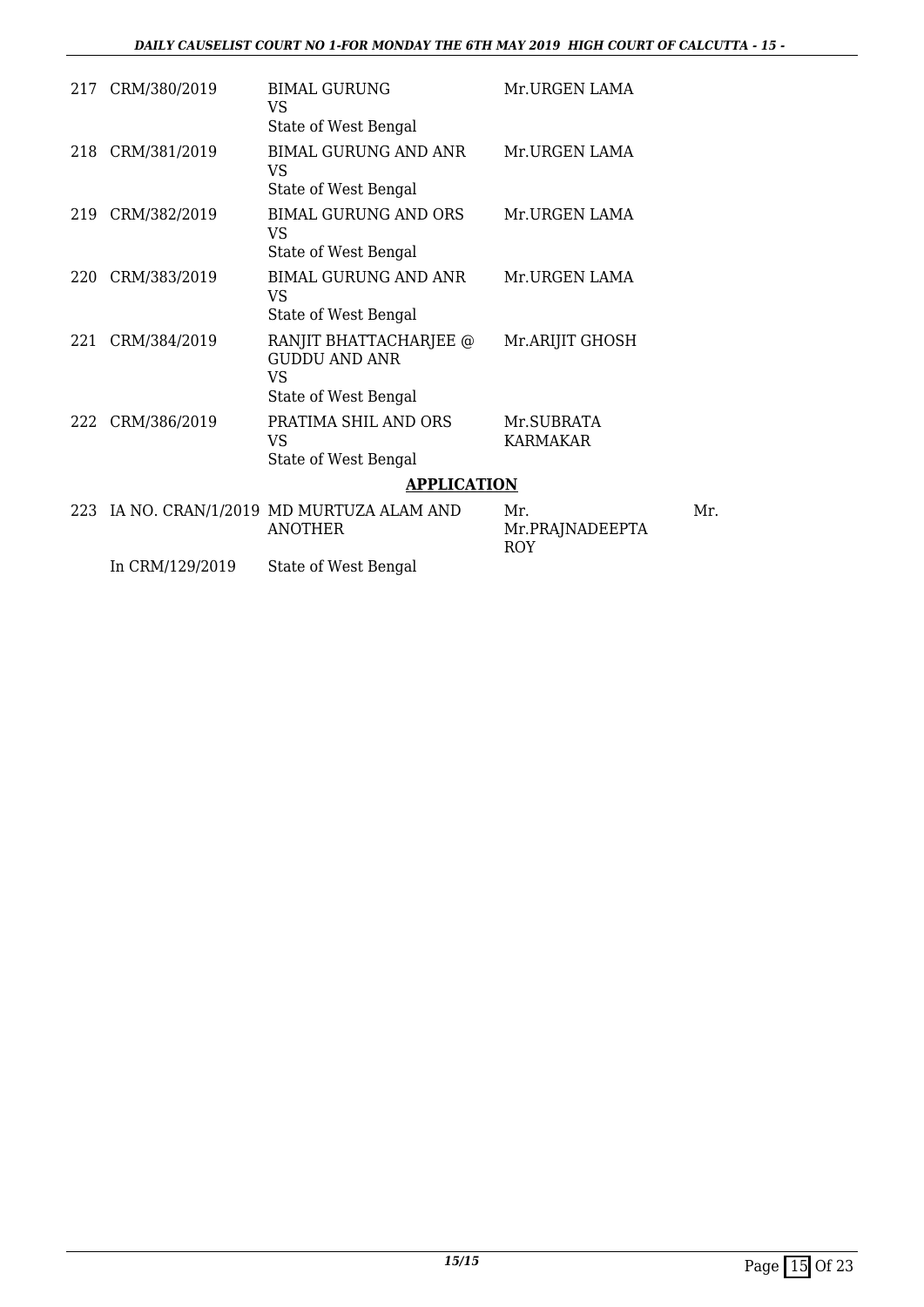| | | | | |
|---|---|---|---|---|
| 217 | CRM/380/2019 | BIMAL GURUNG<br>VS<br>State of West Bengal | Mr.URGEN LAMA | |
| 218 | CRM/381/2019 | BIMAL GURUNG AND ANR<br>VS<br>State of West Bengal | Mr.URGEN LAMA | |
| 219 | CRM/382/2019 | BIMAL GURUNG AND ORS<br>VS<br>State of West Bengal | Mr.URGEN LAMA | |
| 220 | CRM/383/2019 | BIMAL GURUNG AND ANR<br>VS<br>State of West Bengal | Mr.URGEN LAMA | |
| 221 | CRM/384/2019 | RANJIT BHATTACHARJEE @ GUDDU AND ANR<br>VS<br>State of West Bengal | Mr.ARIJIT GHOSH | |
| 222 | CRM/386/2019 | PRATIMA SHIL AND ORS<br>VS<br>State of West Bengal | Mr.SUBRATA KARMAKAR | |

## APPLICATION

| | | | | |
|---|---|---|---|---|
| 223 | IA NO. CRAN/1/2019<br><br>In CRM/129/2019 | MD MURTUZA ALAM AND ANOTHER<br><br>State of West Bengal | Mr.<br>Mr.PRAJNADEEPTA ROY | Mr. |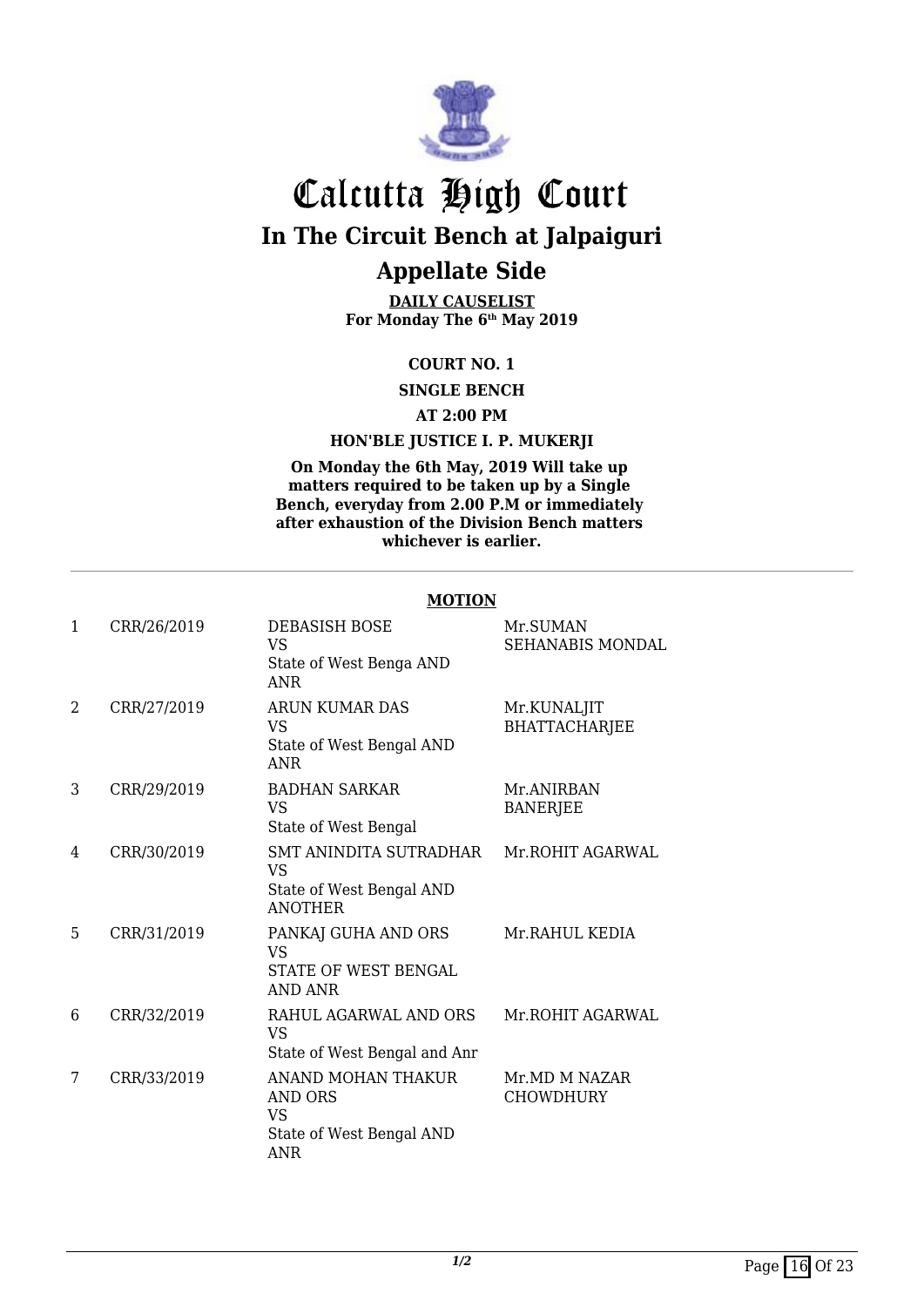# Calcutta High Court

## In The Circuit Bench at Jalpaiguri

## Appellate Side

**DAILY CAUSELIST**
**For Monday The 6th May 2019**

**COURT NO. 1**

**SINGLE BENCH**

**AT 2:00 PM**

**HON'BLE JUSTICE I. P. MUKERJI**

**On Monday the 6th May, 2019 Will take up matters required to be taken up by a Single Bench, everyday from 2.00 P.M or immediately after exhaustion of the Division Bench matters whichever is earlier.**

---

**MOTION**

| | | | |
|---|---|---|---|
| 1 | CRR/26/2019 | DEBASISH BOSE<br>VS<br>State of West Benga AND ANR | Mr.SUMAN SEHANABIS MONDAL |
| 2 | CRR/27/2019 | ARUN KUMAR DAS<br>VS<br>State of West Bengal AND ANR | Mr.KUNALJIT BHATTACHARJEE |
| 3 | CRR/29/2019 | BADHAN SARKAR<br>VS<br>State of West Bengal | Mr.ANIRBAN BANERJEE |
| 4 | CRR/30/2019 | SMT ANINDITA SUTRADHAR<br>VS<br>State of West Bengal AND ANOTHER | Mr.ROHIT AGARWAL |
| 5 | CRR/31/2019 | PANKAJ GUHA AND ORS<br>VS<br>STATE OF WEST BENGAL AND ANR | Mr.RAHUL KEDIA |
| 6 | CRR/32/2019 | RAHUL AGARWAL AND ORS<br>VS<br>State of West Bengal and Anr | Mr.ROHIT AGARWAL |
| 7 | CRR/33/2019 | ANAND MOHAN THAKUR AND ORS<br>VS<br>State of West Bengal AND ANR | Mr.MD M NAZAR CHOWDHURY |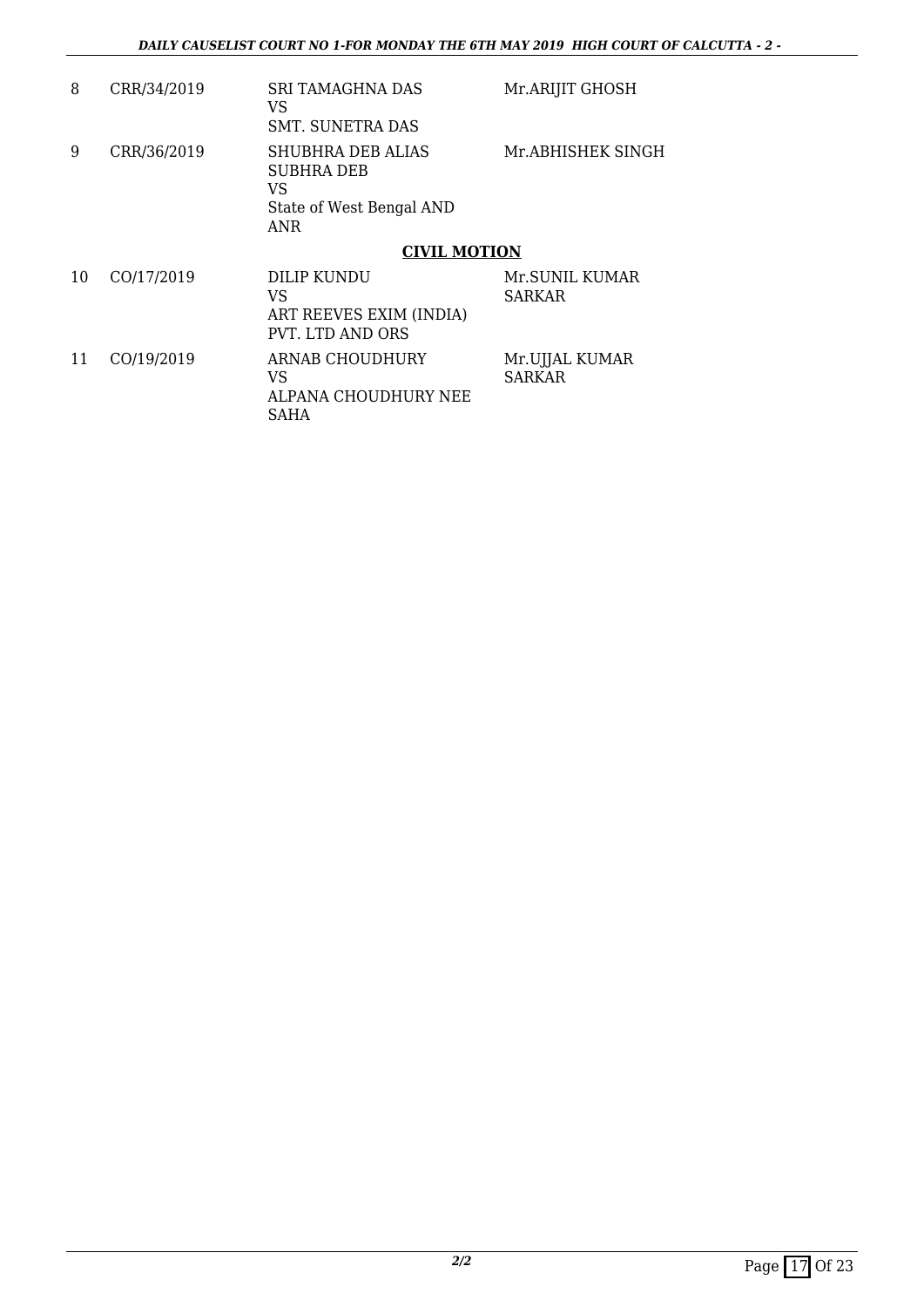| | | | |
|---|---|---|---|
| 8 | CRR/34/2019 | SRI TAMAGHNA DAS<br>VS<br>SMT. SUNETRA DAS | Mr.ARIJIT GHOSH |
| 9 | CRR/36/2019 | SHUBHRA DEB ALIAS SUBHRA DEB<br>VS<br>State of West Bengal AND ANR | Mr.ABHISHEK SINGH |

**CIVIL MOTION**

| | | | |
|---|---|---|---|
| 10 | CO/17/2019 | DILIP KUNDU<br>VS<br>ART REEVES EXIM (INDIA) PVT. LTD AND ORS | Mr.SUNIL KUMAR SARKAR |
| 11 | CO/19/2019 | ARNAB CHOUDHURY<br>VS<br>ALPANA CHOUDHURY NEE SAHA | Mr.UJJAL KUMAR SARKAR |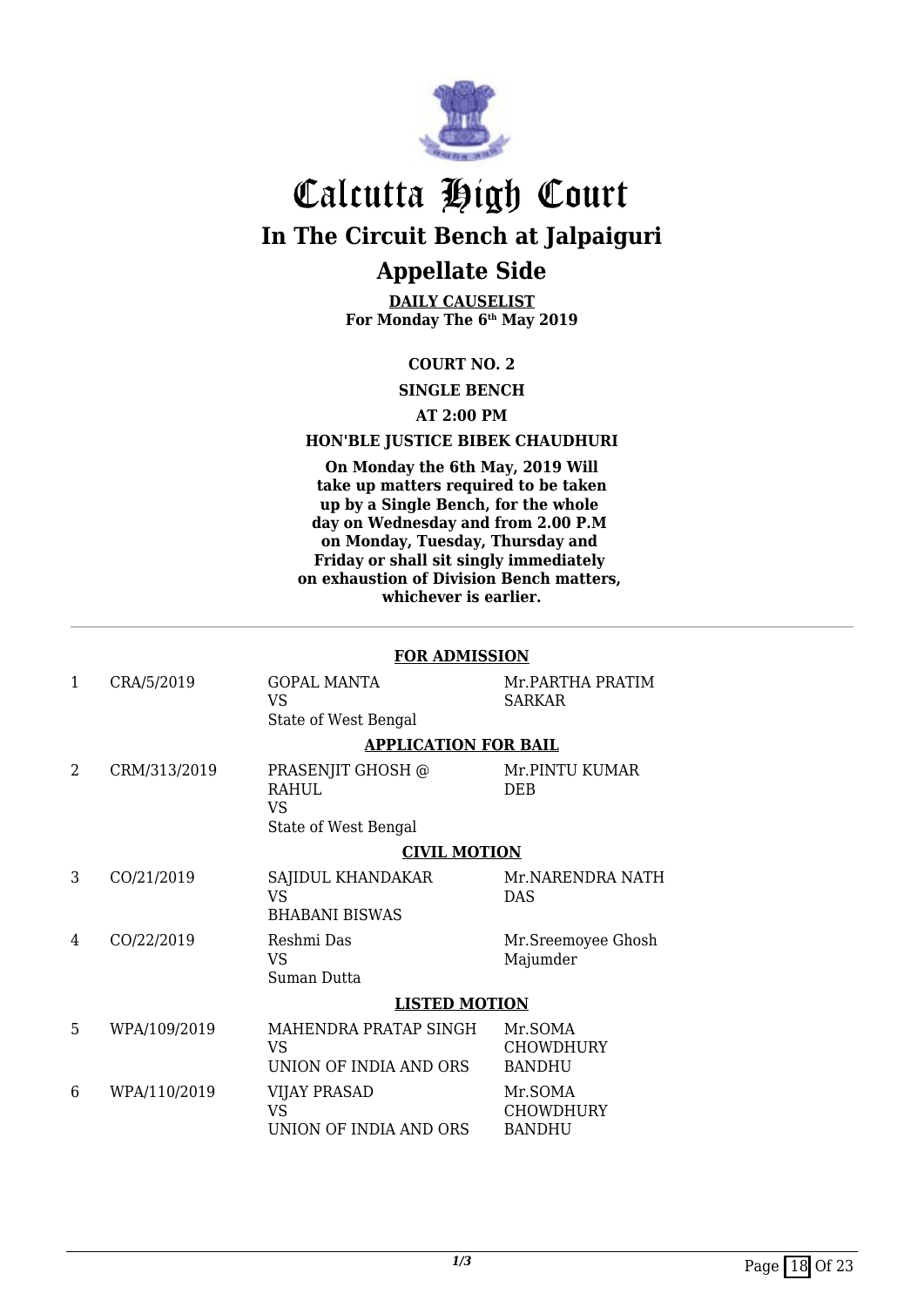# Calcutta High Court

## In The Circuit Bench at Jalpaiguri

## Appellate Side

**DAILY CAUSELIST**
**For Monday The 6th May 2019**

**COURT NO. 2**

**SINGLE BENCH**

**AT 2:00 PM**

**HON'BLE JUSTICE BIBEK CHAUDHURI**

**On Monday the 6th May, 2019 Will take up matters required to be taken up by a Single Bench, for the whole day on Wednesday and from 2.00 P.M on Monday, Tuesday, Thursday and Friday or shall sit singly immediately on exhaustion of Division Bench matters, whichever is earlier.**

---

**FOR ADMISSION**

| | | | |
|---|---|---|---|
| 1 | CRA/5/2019 | GOPAL MANTA VS State of West Bengal | Mr.PARTHA PRATIM SARKAR |

**APPLICATION FOR BAIL**

| | | | |
|---|---|---|---|
| 2 | CRM/313/2019 | PRASENJIT GHOSH @ RAHUL VS State of West Bengal | Mr.PINTU KUMAR DEB |

**CIVIL MOTION**

| | | | |
|---|---|---|---|
| 3 | CO/21/2019 | SAJIDUL KHANDAKAR VS BHABANI BISWAS | Mr.NARENDRA NATH DAS |
| 4 | CO/22/2019 | Reshmi Das VS Suman Dutta | Mr.Sreemoyee Ghosh Majumder |

**LISTED MOTION**

| | | | |
|---|---|---|---|
| 5 | WPA/109/2019 | MAHENDRA PRATAP SINGH VS UNION OF INDIA AND ORS | Mr.SOMA CHOWDHURY BANDHU |
| 6 | WPA/110/2019 | VIJAY PRASAD VS UNION OF INDIA AND ORS | Mr.SOMA CHOWDHURY BANDHU |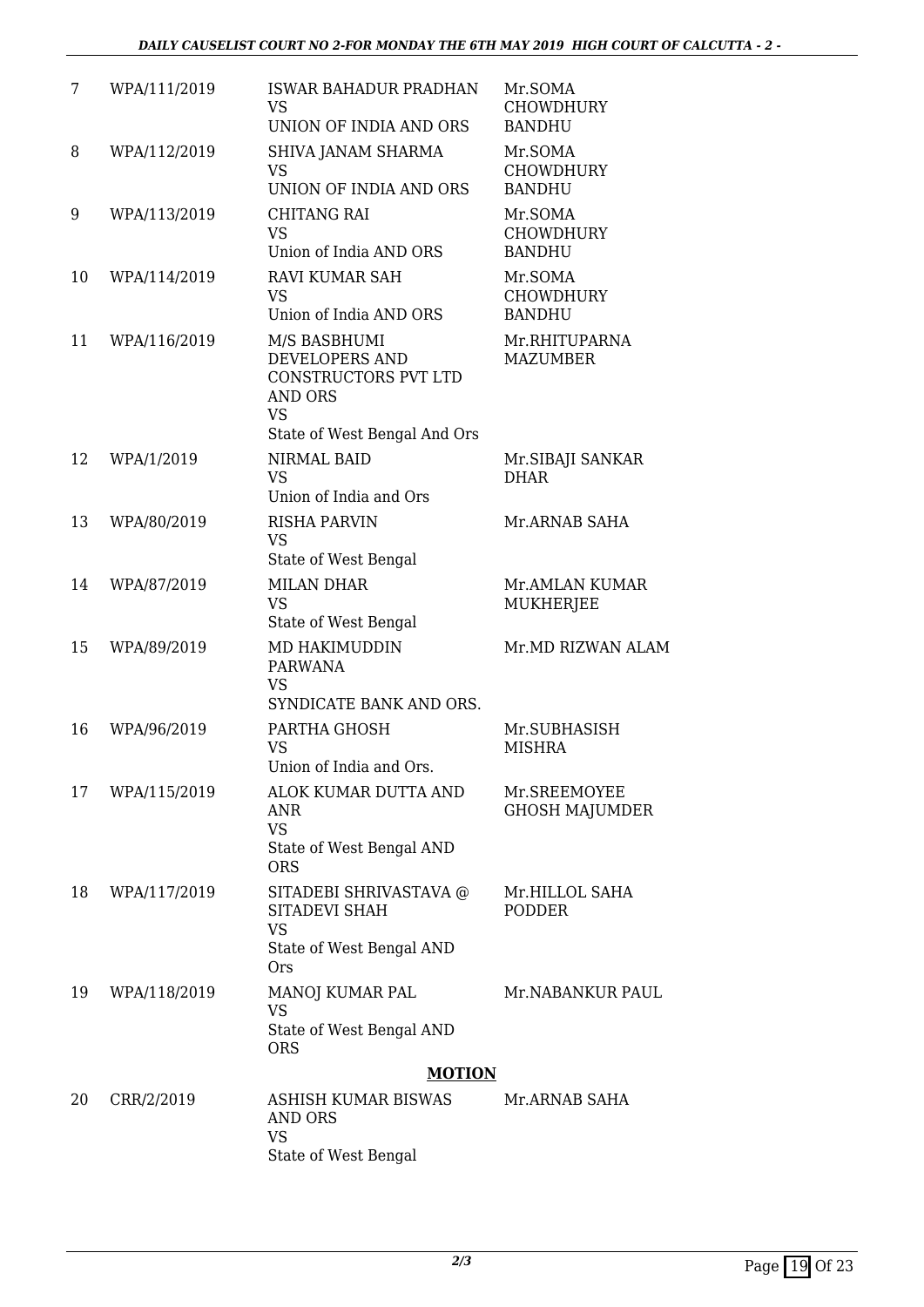| | | | |
|---|---|---|---|
| 7 | WPA/111/2019 | ISWAR BAHADUR PRADHAN<br>VS<br>UNION OF INDIA AND ORS | Mr.SOMA CHOWDHURY BANDHU |
| 8 | WPA/112/2019 | SHIVA JANAM SHARMA<br>VS<br>UNION OF INDIA AND ORS | Mr.SOMA CHOWDHURY BANDHU |
| 9 | WPA/113/2019 | CHITANG RAI<br>VS<br>Union of India AND ORS | Mr.SOMA CHOWDHURY BANDHU |
| 10 | WPA/114/2019 | RAVI KUMAR SAH<br>VS<br>Union of India AND ORS | Mr.SOMA CHOWDHURY BANDHU |
| 11 | WPA/116/2019 | M/S BASBHUMI DEVELOPERS AND CONSTRUCTORS PVT LTD AND ORS<br>VS<br>State of West Bengal And Ors | Mr.RHITUPARNA MAZUMBER |
| 12 | WPA/1/2019 | NIRMAL BAID<br>VS<br>Union of India and Ors | Mr.SIBAJI SANKAR DHAR |
| 13 | WPA/80/2019 | RISHA PARVIN<br>VS<br>State of West Bengal | Mr.ARNAB SAHA |
| 14 | WPA/87/2019 | MILAN DHAR<br>VS<br>State of West Bengal | Mr.AMLAN KUMAR MUKHERJEE |
| 15 | WPA/89/2019 | MD HAKIMUDDIN PARWANA<br>VS<br>SYNDICATE BANK AND ORS. | Mr.MD RIZWAN ALAM |
| 16 | WPA/96/2019 | PARTHA GHOSH<br>VS<br>Union of India and Ors. | Mr.SUBHASISH MISHRA |
| 17 | WPA/115/2019 | ALOK KUMAR DUTTA AND ANR<br>VS<br>State of West Bengal AND ORS | Mr.SREEMOYEE GHOSH MAJUMDER |
| 18 | WPA/117/2019 | SITADEBI SHRIVASTAVA @ SITADEVI SHAH<br>VS<br>State of West Bengal AND Ors | Mr.HILLOL SAHA PODDER |
| 19 | WPA/118/2019 | MANOJ KUMAR PAL<br>VS<br>State of West Bengal AND ORS | Mr.NABANKUR PAUL |

**MOTION**

| | | | |
|---|---|---|---|
| 20 | CRR/2/2019 | ASHISH KUMAR BISWAS AND ORS<br>VS<br>State of West Bengal | Mr.ARNAB SAHA |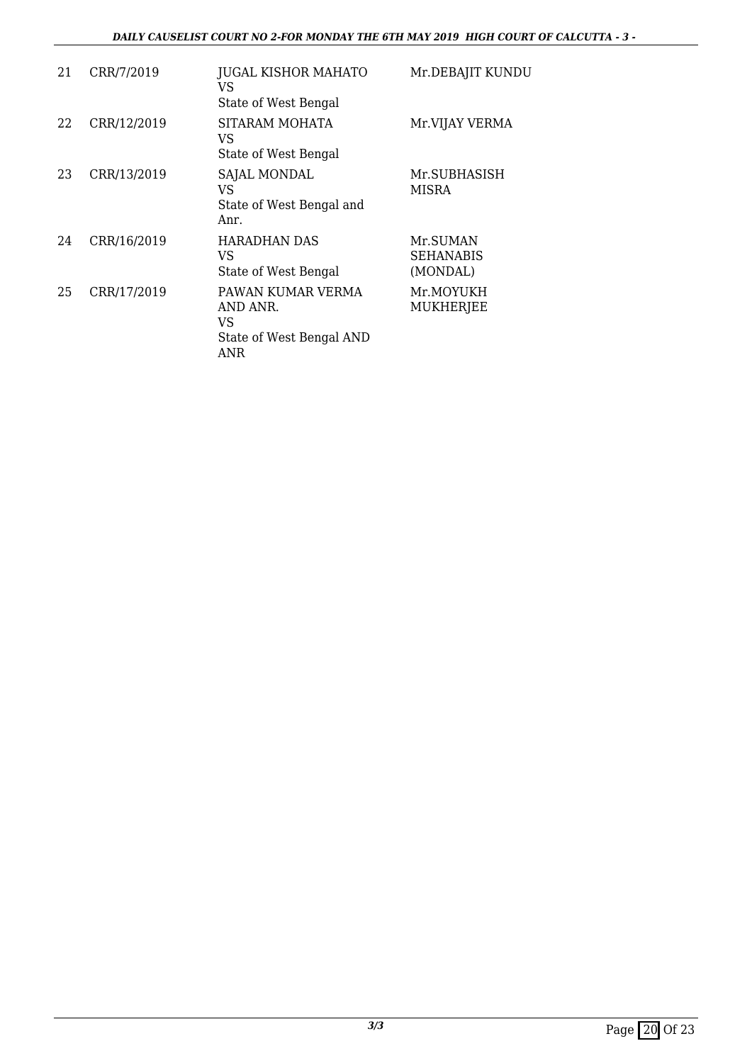| | | | |
|---|---|---|---|
| 21 | CRR/7/2019 | JUGAL KISHOR MAHATO<br>VS<br>State of West Bengal | Mr.DEBAJIT KUNDU |
| 22 | CRR/12/2019 | SITARAM MOHATA<br>VS<br>State of West Bengal | Mr.VIJAY VERMA |
| 23 | CRR/13/2019 | SAJAL MONDAL<br>VS<br>State of West Bengal and Anr. | Mr.SUBHASISH MISRA |
| 24 | CRR/16/2019 | HARADHAN DAS<br>VS<br>State of West Bengal | Mr.SUMAN SEHANABIS (MONDAL) |
| 25 | CRR/17/2019 | PAWAN KUMAR VERMA AND ANR.<br>VS<br>State of West Bengal AND ANR | Mr.MOYUKH MUKHERJEE |

*3/3*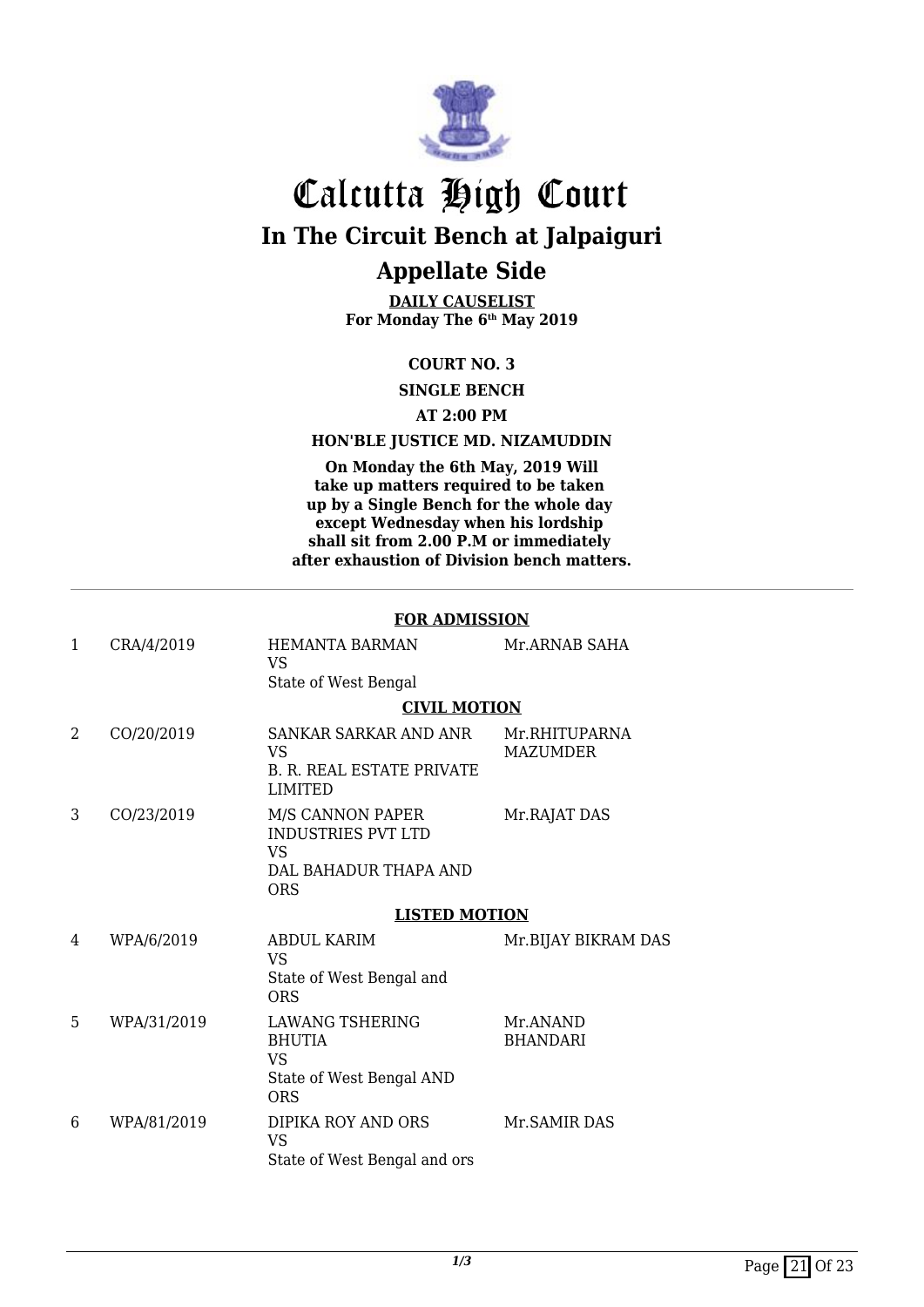# Calcutta High Court

## In The Circuit Bench at Jalpaiguri

## Appellate Side

**DAILY CAUSELIST**
**For Monday The 6th May 2019**

**COURT NO. 3**

**SINGLE BENCH**

**AT 2:00 PM**

**HON'BLE JUSTICE MD. NIZAMUDDIN**

**On Monday the 6th May, 2019 Will take up matters required to be taken up by a Single Bench for the whole day except Wednesday when his lordship shall sit from 2.00 P.M or immediately after exhaustion of Division bench matters.**

---

**FOR ADMISSION**

| | | | |
|---|---|---|---|
| 1 | CRA/4/2019 | HEMANTA BARMAN VS State of West Bengal | Mr.ARNAB SAHA |

**CIVIL MOTION**

| | | | |
|---|---|---|---|
| 2 | CO/20/2019 | SANKAR SARKAR AND ANR VS B. R. REAL ESTATE PRIVATE LIMITED | Mr.RHITUPARNA MAZUMDER |
| 3 | CO/23/2019 | M/S CANNON PAPER INDUSTRIES PVT LTD VS DAL BAHADUR THAPA AND ORS | Mr.RAJAT DAS |

**LISTED MOTION**

| | | | |
|---|---|---|---|
| 4 | WPA/6/2019 | ABDUL KARIM VS State of West Bengal and ORS | Mr.BIJAY BIKRAM DAS |
| 5 | WPA/31/2019 | LAWANG TSHERING BHUTIA VS State of West Bengal AND ORS | Mr.ANAND BHANDARI |
| 6 | WPA/81/2019 | DIPIKA ROY AND ORS VS State of West Bengal and ors | Mr.SAMIR DAS |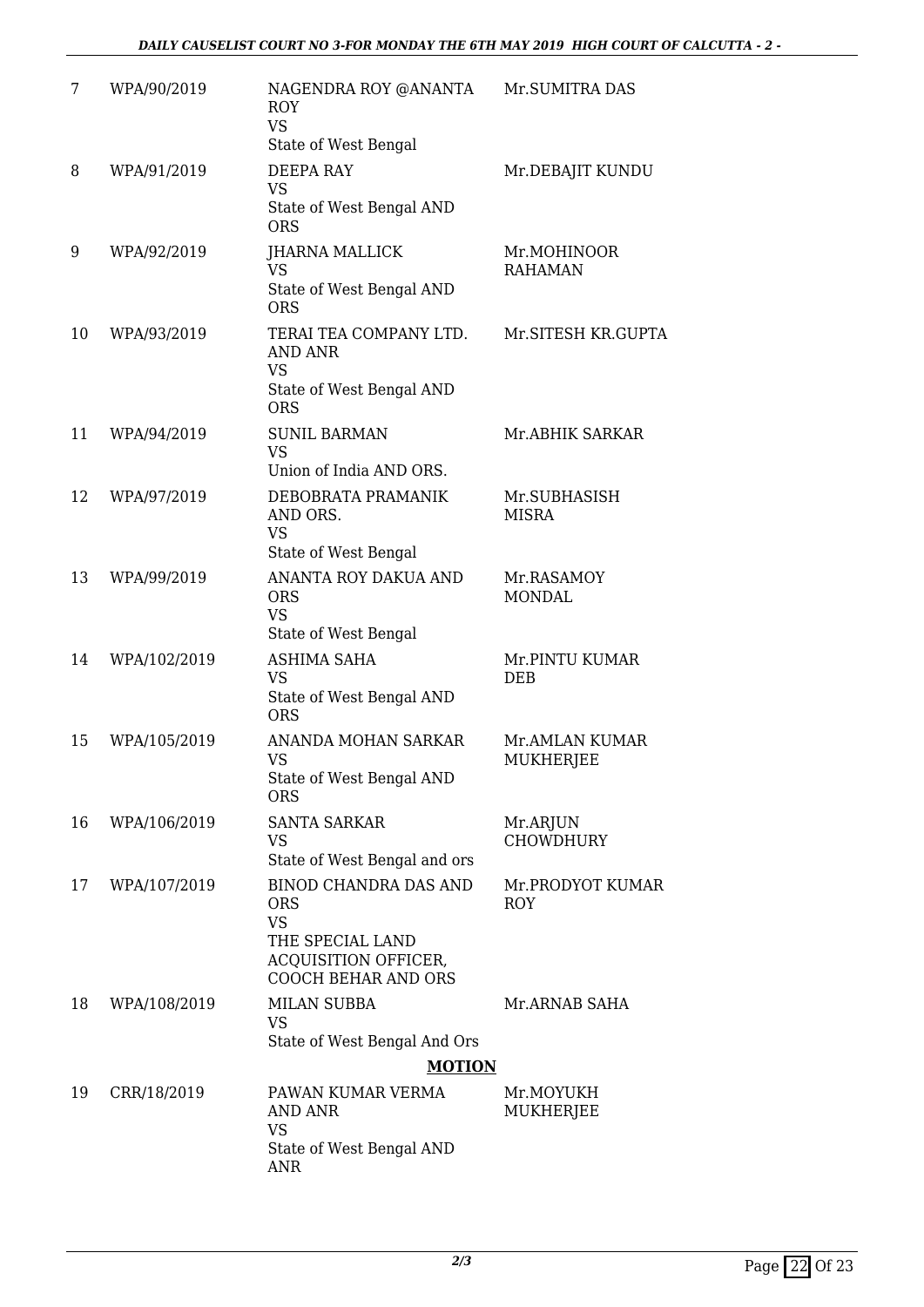| | | | |
|---|---|---|---|
| 7 | WPA/90/2019 | NAGENDRA ROY @ANANTA ROY<br>VS<br>State of West Bengal | Mr.SUMITRA DAS |
| 8 | WPA/91/2019 | DEEPA RAY<br>VS<br>State of West Bengal AND ORS | Mr.DEBAJIT KUNDU |
| 9 | WPA/92/2019 | JHARNA MALLICK<br>VS<br>State of West Bengal AND ORS | Mr.MOHINOOR RAHAMAN |
| 10 | WPA/93/2019 | TERAI TEA COMPANY LTD. AND ANR<br>VS<br>State of West Bengal AND ORS | Mr.SITESH KR.GUPTA |
| 11 | WPA/94/2019 | SUNIL BARMAN<br>VS<br>Union of India AND ORS. | Mr.ABHIK SARKAR |
| 12 | WPA/97/2019 | DEBOBRATA PRAMANIK AND ORS.<br>VS<br>State of West Bengal | Mr.SUBHASISH MISRA |
| 13 | WPA/99/2019 | ANANTA ROY DAKUA AND ORS<br>VS<br>State of West Bengal | Mr.RASAMOY MONDAL |
| 14 | WPA/102/2019 | ASHIMA SAHA<br>VS<br>State of West Bengal AND ORS | Mr.PINTU KUMAR DEB |
| 15 | WPA/105/2019 | ANANDA MOHAN SARKAR<br>VS<br>State of West Bengal AND ORS | Mr.AMLAN KUMAR MUKHERJEE |
| 16 | WPA/106/2019 | SANTA SARKAR<br>VS<br>State of West Bengal and ors | Mr.ARJUN CHOWDHURY |
| 17 | WPA/107/2019 | BINOD CHANDRA DAS AND ORS<br>VS<br>THE SPECIAL LAND ACQUISITION OFFICER, COOCH BEHAR AND ORS | Mr.PRODYOT KUMAR ROY |
| 18 | WPA/108/2019 | MILAN SUBBA<br>VS<br>State of West Bengal And Ors | Mr.ARNAB SAHA |

**MOTION**

| | | | |
|---|---|---|---|
| 19 | CRR/18/2019 | PAWAN KUMAR VERMA AND ANR<br>VS<br>State of West Bengal AND ANR | Mr.MOYUKH MUKHERJEE |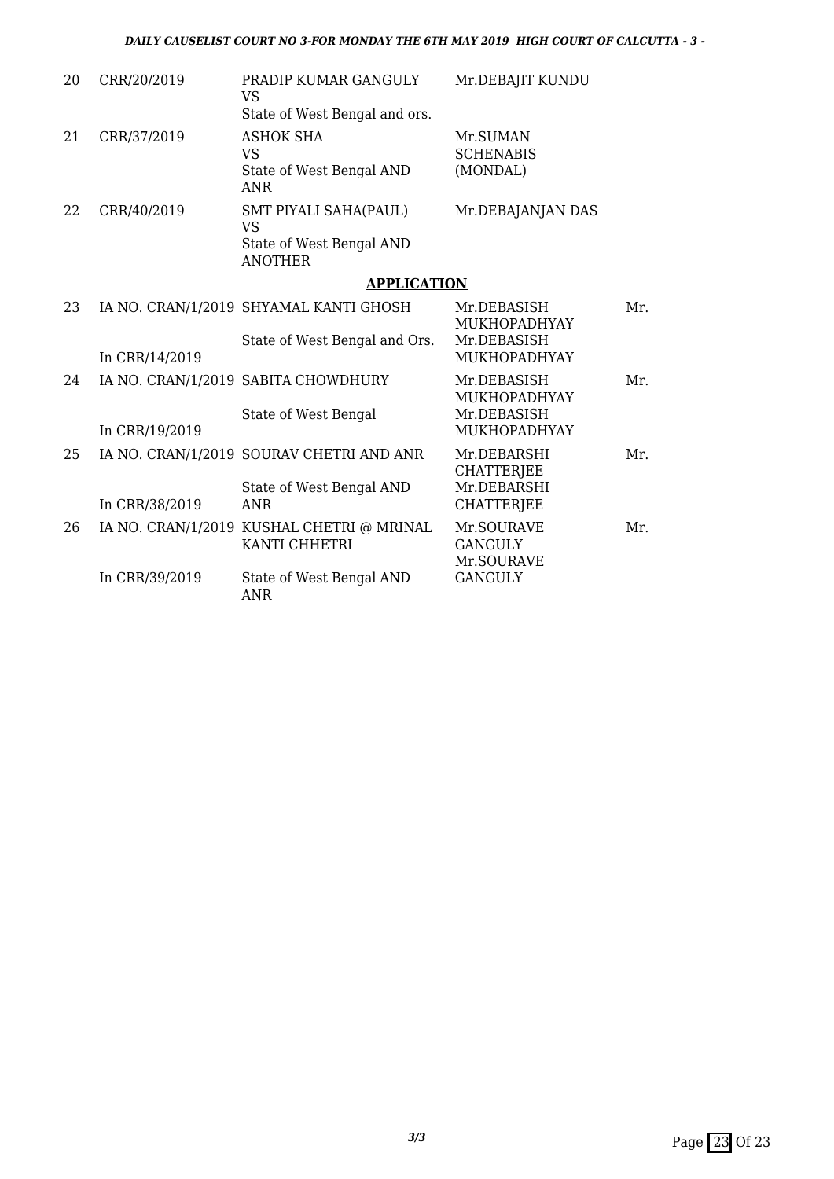| | | | | |
|---|---|---|---|---|
| 20 | CRR/20/2019 | PRADIP KUMAR GANGULY<br>VS<br>State of West Bengal and ors. | Mr.DEBAJIT KUNDU | |
| 21 | CRR/37/2019 | ASHOK SHA<br>VS<br>State of West Bengal AND ANR | Mr.SUMAN SCHENABIS (MONDAL) | |
| 22 | CRR/40/2019 | SMT PIYALI SAHA(PAUL)<br>VS<br>State of West Bengal AND ANOTHER | Mr.DEBAJANJAN DAS | |

## APPLICATION

| | | | | |
|---|---|---|---|---|
| 23 | IA NO. CRAN/1/2019<br>In CRR/14/2019 | SHYAMAL KANTI GHOSH<br>State of West Bengal and Ors. | Mr.DEBASISH MUKHOPADHYAY<br>Mr.DEBASISH MUKHOPADHYAY | Mr. |
| 24 | IA NO. CRAN/1/2019<br>In CRR/19/2019 | SABITA CHOWDHURY<br>State of West Bengal | Mr.DEBASISH MUKHOPADHYAY<br>Mr.DEBASISH MUKHOPADHYAY | Mr. |
| 25 | IA NO. CRAN/1/2019<br>In CRR/38/2019 | SOURAV CHETRI AND ANR<br>State of West Bengal AND ANR | Mr.DEBARSHI CHATTERJEE<br>Mr.DEBARSHI CHATTERJEE | Mr. |
| 26 | IA NO. CRAN/1/2019<br>In CRR/39/2019 | KUSHAL CHETRI @ MRINAL KANTI CHHETRI<br>State of West Bengal AND ANR | Mr.SOURAVE GANGULY<br>Mr.SOURAVE GANGULY | Mr. |